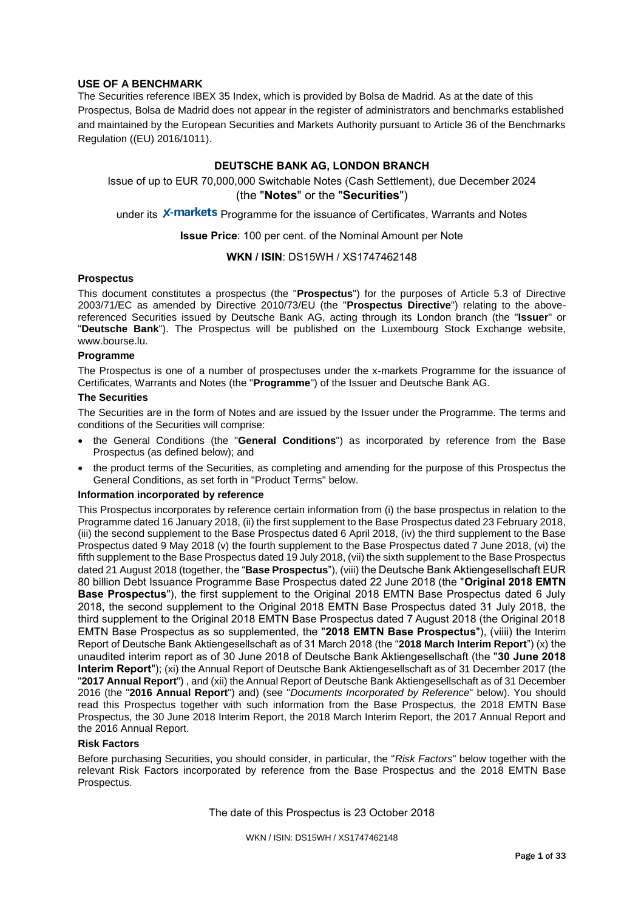## USE OF A BENCHMARK

The Securities reference IBEX 35 Index, which is provided by Bolsa de Madrid. As at the date of this Prospectus, Bolsa de Madrid does not appear in the register of administrators and benchmarks established and maintained by the European Securities and Markets Authority pursuant to Article 36 of the Benchmarks Regulation ((EU) 2016/1011).

## DEUTSCHE BANK AG, LONDON BRANCH

Issue of up to EUR 70,000,000 Switchable Notes (Cash Settlement), due December 2024
(the "**Notes**" or the "**Securities**")

under its X-markets Programme for the issuance of Certificates, Warrants and Notes

**Issue Price**: 100 per cent. of the Nominal Amount per Note

**WKN / ISIN**: DS15WH / XS1747462148

### Prospectus

This document constitutes a prospectus (the "**Prospectus**") for the purposes of Article 5.3 of Directive 2003/71/EC as amended by Directive 2010/73/EU (the "**Prospectus Directive**") relating to the above-referenced Securities issued by Deutsche Bank AG, acting through its London branch (the "**Issuer**" or "**Deutsche Bank**"). The Prospectus will be published on the Luxembourg Stock Exchange website, www.bourse.lu.

### Programme

The Prospectus is one of a number of prospectuses under the x-markets Programme for the issuance of Certificates, Warrants and Notes (the "**Programme**") of the Issuer and Deutsche Bank AG.

### The Securities

The Securities are in the form of Notes and are issued by the Issuer under the Programme. The terms and conditions of the Securities will comprise:

- the General Conditions (the "**General Conditions**") as incorporated by reference from the Base Prospectus (as defined below); and
- the product terms of the Securities, as completing and amending for the purpose of this Prospectus the General Conditions, as set forth in "Product Terms" below.

### Information incorporated by reference

This Prospectus incorporates by reference certain information from (i) the base prospectus in relation to the Programme dated 16 January 2018, (ii) the first supplement to the Base Prospectus dated 23 February 2018, (iii) the second supplement to the Base Prospectus dated 6 April 2018, (iv) the third supplement to the Base Prospectus dated 9 May 2018 (v) the fourth supplement to the Base Prospectus dated 7 June 2018, (vi) the fifth supplement to the Base Prospectus dated 19 July 2018, (vii) the sixth supplement to the Base Prospectus dated 21 August 2018 (together, the "**Base Prospectus**"), (viii) the Deutsche Bank Aktiengesellschaft EUR 80 billion Debt Issuance Programme Base Prospectus dated 22 June 2018 (the "**Original 2018 EMTN Base Prospectus**"), the first supplement to the Original 2018 EMTN Base Prospectus dated 6 July 2018, the second supplement to the Original 2018 EMTN Base Prospectus dated 31 July 2018, the third supplement to the Original 2018 EMTN Base Prospectus dated 7 August 2018 (the Original 2018 EMTN Base Prospectus as so supplemented, the "**2018 EMTN Base Prospectus**"), (viiii) the Interim Report of Deutsche Bank Aktiengesellschaft as of 31 March 2018 (the "**2018 March Interim Report**") (x) the unaudited interim report as of 30 June 2018 of Deutsche Bank Aktiengesellschaft (the "**30 June 2018 Interim Report**"); (xi) the Annual Report of Deutsche Bank Aktiengesellschaft as of 31 December 2017 (the "**2017 Annual Report**") , and (xii) the Annual Report of Deutsche Bank Aktiengesellschaft as of 31 December 2016 (the "**2016 Annual Report**") and) (see "*Documents Incorporated by Reference*" below). You should read this Prospectus together with such information from the Base Prospectus, the 2018 EMTN Base Prospectus, the 30 June 2018 Interim Report, the 2018 March Interim Report, the 2017 Annual Report and the 2016 Annual Report.

### Risk Factors

Before purchasing Securities, you should consider, in particular, the "*Risk Factors*" below together with the relevant Risk Factors incorporated by reference from the Base Prospectus and the 2018 EMTN Base Prospectus.

The date of this Prospectus is 23 October 2018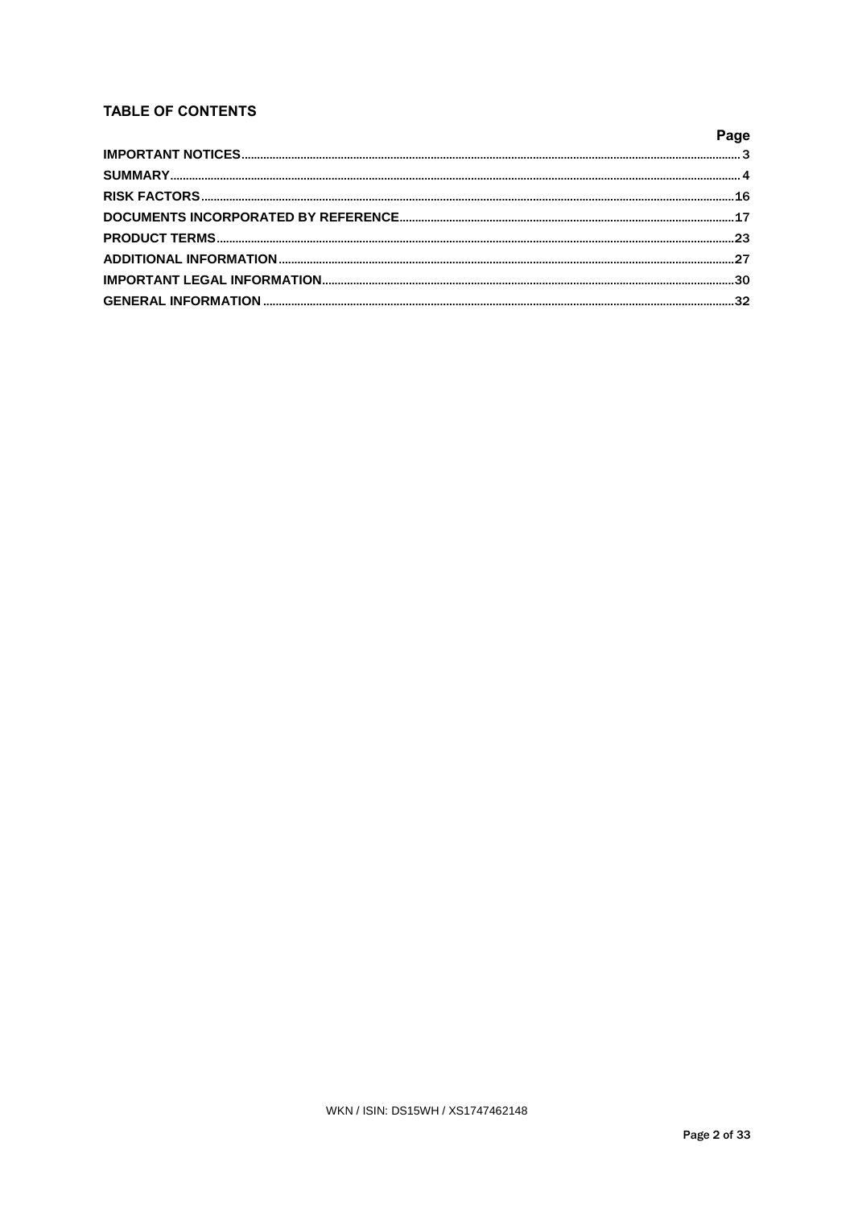## TABLE OF CONTENTS

| | Page |
|---|---|
| **IMPORTANT NOTICES** | 3 |
| **SUMMARY** | 4 |
| **RISK FACTORS** | 16 |
| **DOCUMENTS INCORPORATED BY REFERENCE** | 17 |
| **PRODUCT TERMS** | 23 |
| **ADDITIONAL INFORMATION** | 27 |
| **IMPORTANT LEGAL INFORMATION** | 30 |
| **GENERAL INFORMATION** | 32 |

WKN / ISIN: DS15WH / XS1747462148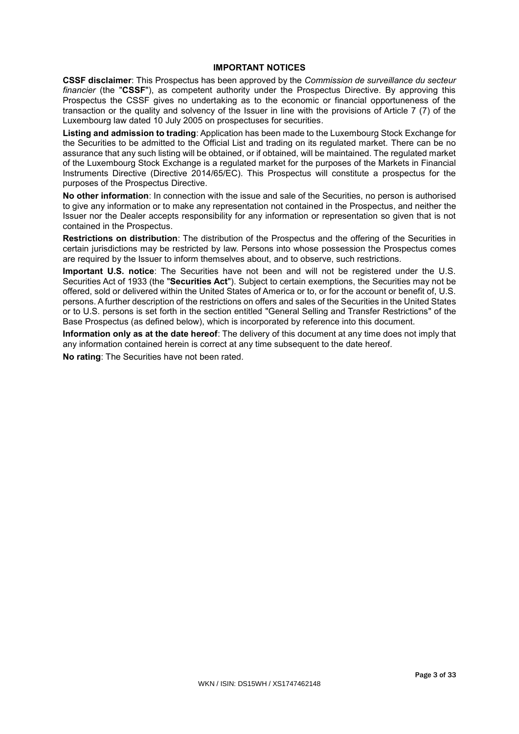## IMPORTANT NOTICES

**CSSF disclaimer**: This Prospectus has been approved by the *Commission de surveillance du secteur financier* (the "**CSSF**"), as competent authority under the Prospectus Directive. By approving this Prospectus the CSSF gives no undertaking as to the economic or financial opportuneness of the transaction or the quality and solvency of the Issuer in line with the provisions of Article 7 (7) of the Luxembourg law dated 10 July 2005 on prospectuses for securities.

**Listing and admission to trading**: Application has been made to the Luxembourg Stock Exchange for the Securities to be admitted to the Official List and trading on its regulated market. There can be no assurance that any such listing will be obtained, or if obtained, will be maintained. The regulated market of the Luxembourg Stock Exchange is a regulated market for the purposes of the Markets in Financial Instruments Directive (Directive 2014/65/EC). This Prospectus will constitute a prospectus for the purposes of the Prospectus Directive.

**No other information**: In connection with the issue and sale of the Securities, no person is authorised to give any information or to make any representation not contained in the Prospectus, and neither the Issuer nor the Dealer accepts responsibility for any information or representation so given that is not contained in the Prospectus.

**Restrictions on distribution**: The distribution of the Prospectus and the offering of the Securities in certain jurisdictions may be restricted by law. Persons into whose possession the Prospectus comes are required by the Issuer to inform themselves about, and to observe, such restrictions.

**Important U.S. notice**: The Securities have not been and will not be registered under the U.S. Securities Act of 1933 (the "**Securities Act**"). Subject to certain exemptions, the Securities may not be offered, sold or delivered within the United States of America or to, or for the account or benefit of, U.S. persons. A further description of the restrictions on offers and sales of the Securities in the United States or to U.S. persons is set forth in the section entitled "General Selling and Transfer Restrictions" of the Base Prospectus (as defined below), which is incorporated by reference into this document.

**Information only as at the date hereof**: The delivery of this document at any time does not imply that any information contained herein is correct at any time subsequent to the date hereof.

**No rating**: The Securities have not been rated.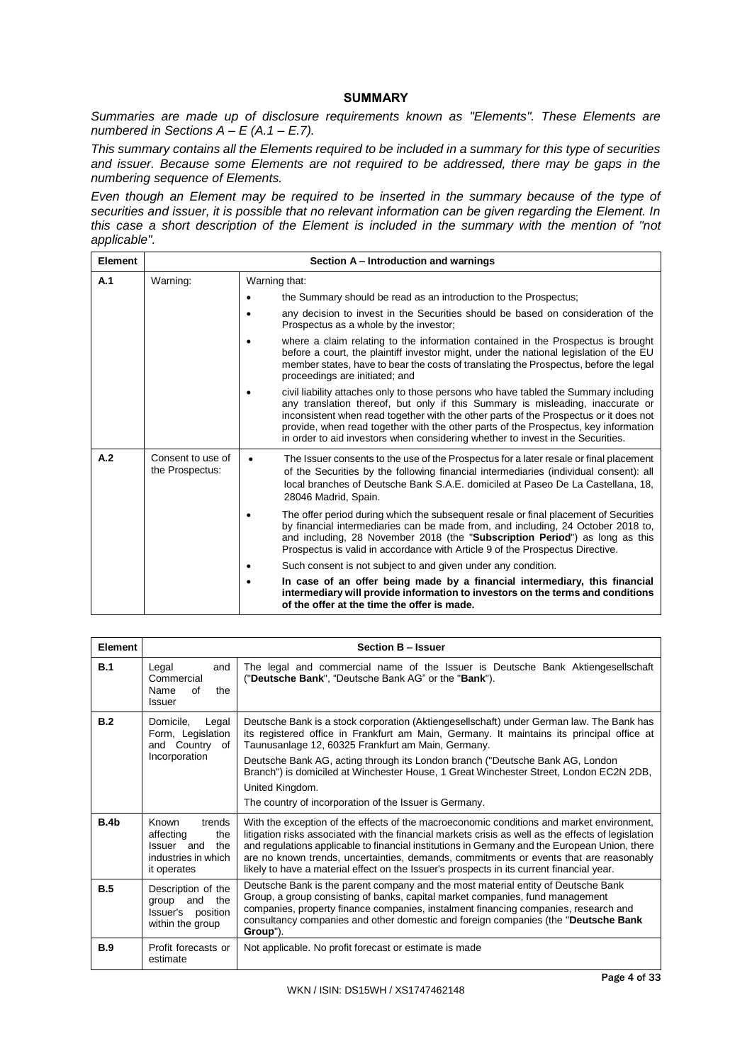## SUMMARY

*Summaries are made up of disclosure requirements known as "Elements". These Elements are numbered in Sections A – E (A.1 – E.7).*

*This summary contains all the Elements required to be included in a summary for this type of securities and issuer. Because some Elements are not required to be addressed, there may be gaps in the numbering sequence of Elements.*

*Even though an Element may be required to be inserted in the summary because of the type of securities and issuer, it is possible that no relevant information can be given regarding the Element. In this case a short description of the Element is included in the summary with the mention of "not applicable".*

| Element | Section A – Introduction and warnings | |
|---|---|---|
| **A.1** | Warning: | Warning that:<br>• the Summary should be read as an introduction to the Prospectus;<br>• any decision to invest in the Securities should be based on consideration of the Prospectus as a whole by the investor;<br>• where a claim relating to the information contained in the Prospectus is brought before a court, the plaintiff investor might, under the national legislation of the EU member states, have to bear the costs of translating the Prospectus, before the legal proceedings are initiated; and<br>• civil liability attaches only to those persons who have tabled the Summary including any translation thereof, but only if this Summary is misleading, inaccurate or inconsistent when read together with the other parts of the Prospectus or it does not provide, when read together with the other parts of the Prospectus, key information in order to aid investors when considering whether to invest in the Securities. |
| **A.2** | Consent to use of the Prospectus: | • The Issuer consents to the use of the Prospectus for a later resale or final placement of the Securities by the following financial intermediaries (individual consent): all local branches of Deutsche Bank S.A.E. domiciled at Paseo De La Castellana, 18, 28046 Madrid, Spain.<br>• The offer period during which the subsequent resale or final placement of Securities by financial intermediaries can be made from, and including, 24 October 2018 to, and including, 28 November 2018 (the "**Subscription Period**") as long as this Prospectus is valid in accordance with Article 9 of the Prospectus Directive.<br>• Such consent is not subject to and given under any condition.<br>• **In case of an offer being made by a financial intermediary, this financial intermediary will provide information to investors on the terms and conditions of the offer at the time the offer is made.** |

| Element | Section B – Issuer | |
|---|---|---|
| **B.1** | Legal and Commercial Name of the Issuer | The legal and commercial name of the Issuer is Deutsche Bank Aktiengesellschaft ("**Deutsche Bank**", "Deutsche Bank AG" or the "**Bank**"). |
| **B.2** | Domicile, Legal Form, Legislation and Country of Incorporation | Deutsche Bank is a stock corporation (Aktiengesellschaft) under German law. The Bank has its registered office in Frankfurt am Main, Germany. It maintains its principal office at Taunusanlage 12, 60325 Frankfurt am Main, Germany.<br>Deutsche Bank AG, acting through its London branch ("Deutsche Bank AG, London Branch") is domiciled at Winchester House, 1 Great Winchester Street, London EC2N 2DB, United Kingdom.<br>The country of incorporation of the Issuer is Germany. |
| **B.4b** | Known trends affecting the Issuer and the industries in which it operates | With the exception of the effects of the macroeconomic conditions and market environment, litigation risks associated with the financial markets crisis as well as the effects of legislation and regulations applicable to financial institutions in Germany and the European Union, there are no known trends, uncertainties, demands, commitments or events that are reasonably likely to have a material effect on the Issuer's prospects in its current financial year. |
| **B.5** | Description of the group and the Issuer's position within the group | Deutsche Bank is the parent company and the most material entity of Deutsche Bank Group, a group consisting of banks, capital market companies, fund management companies, property finance companies, instalment financing companies, research and consultancy companies and other domestic and foreign companies (the "**Deutsche Bank Group**"). |
| **B.9** | Profit forecasts or estimate | Not applicable. No profit forecast or estimate is made |

WKN / ISIN: DS15WH / XS1747462148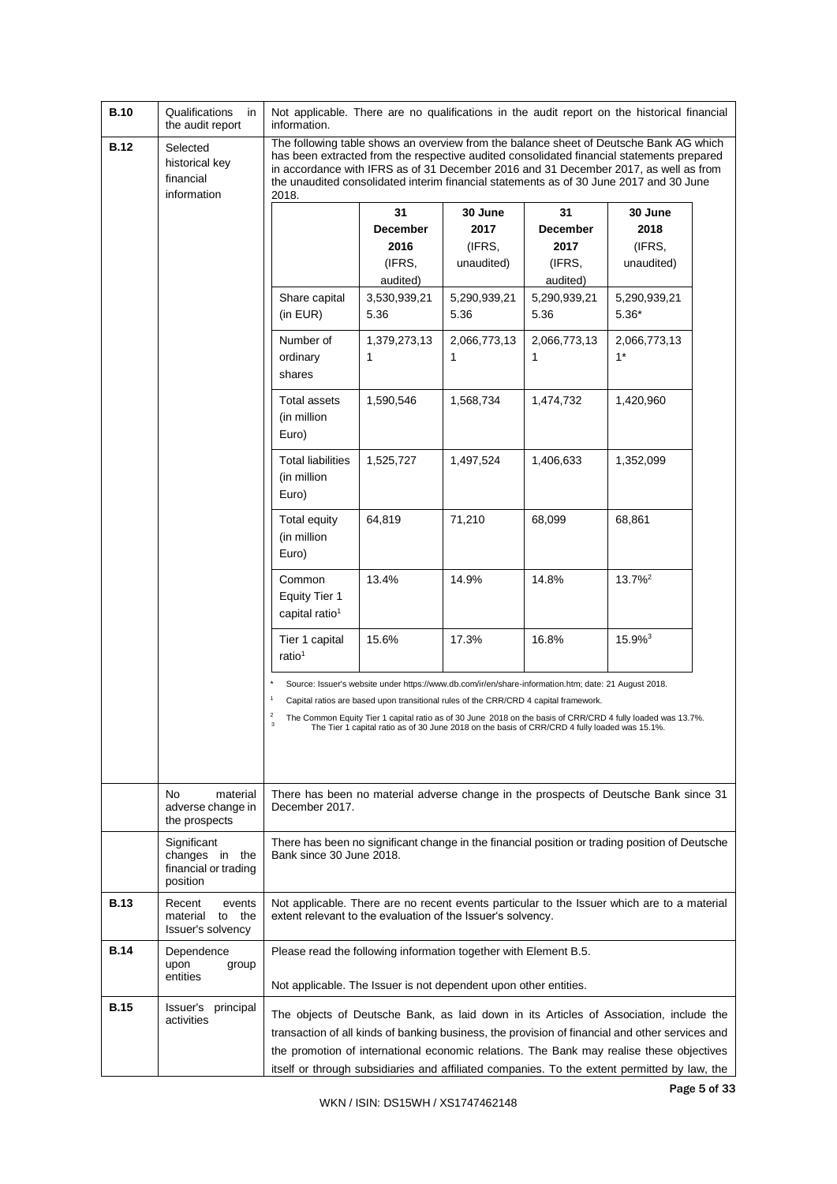| | | |
|---|---|---|
| **B.10** | Qualifications in the audit report | Not applicable. There are no qualifications in the audit report on the historical financial information. |
| **B.12** | Selected historical key financial information | The following table shows an overview from the balance sheet of Deutsche Bank AG which has been extracted from the respective audited consolidated financial statements prepared in accordance with IFRS as of 31 December 2016 and 31 December 2017, as well as from the unaudited consolidated interim financial statements as of 30 June 2017 and 30 June 2018. |

| | 31 December 2016 (IFRS, audited) | 30 June 2017 (IFRS, unaudited) | 31 December 2017 (IFRS, audited) | 30 June 2018 (IFRS, unaudited) |
|---|---|---|---|---|
| Share capital (in EUR) | 3,530,939,215.36 | 5,290,939,215.36 | 5,290,939,215.36 | 5,290,939,215.36* |
| Number of ordinary shares | 1,379,273,131 | 2,066,773,131 | 2,066,773,131 | 2,066,773,131* |
| Total assets (in million Euro) | 1,590,546 | 1,568,734 | 1,474,732 | 1,420,960 |
| Total liabilities (in million Euro) | 1,525,727 | 1,497,524 | 1,406,633 | 1,352,099 |
| Total equity (in million Euro) | 64,819 | 71,210 | 68,099 | 68,861 |
| Common Equity Tier 1 capital ratio[1] | 13.4% | 14.9% | 14.8% | 13.7%[2] |
| Tier 1 capital ratio[1] | 15.6% | 17.3% | 16.8% | 15.9%[3] |

\* Source: Issuer's website under https://www.db.com/ir/en/share-information.htm; date: 21 August 2018.

[1] Capital ratios are based upon transitional rules of the CRR/CRD 4 capital framework.

[2] The Common Equity Tier 1 capital ratio as of 30 June 2018 on the basis of CRR/CRD 4 fully loaded was 13.7%.

[3] The Tier 1 capital ratio as of 30 June 2018 on the basis of CRR/CRD 4 fully loaded was 15.1%.

| | | |
|---|---|---|
| | No material adverse change in the prospects | There has been no material adverse change in the prospects of Deutsche Bank since 31 December 2017. |
| | Significant changes in the financial or trading position | There has been no significant change in the financial position or trading position of Deutsche Bank since 30 June 2018. |
| **B.13** | Recent events material to the Issuer's solvency | Not applicable. There are no recent events particular to the Issuer which are to a material extent relevant to the evaluation of the Issuer's solvency. |
| **B.14** | Dependence upon group entities | Please read the following information together with Element B.5.<br><br>Not applicable. The Issuer is not dependent upon other entities. |
| **B.15** | Issuer's principal activities | The objects of Deutsche Bank, as laid down in its Articles of Association, include the transaction of all kinds of banking business, the provision of financial and other services and the promotion of international economic relations. The Bank may realise these objectives itself or through subsidiaries and affiliated companies. To the extent permitted by law, the |

WKN / ISIN: DS15WH / XS1747462148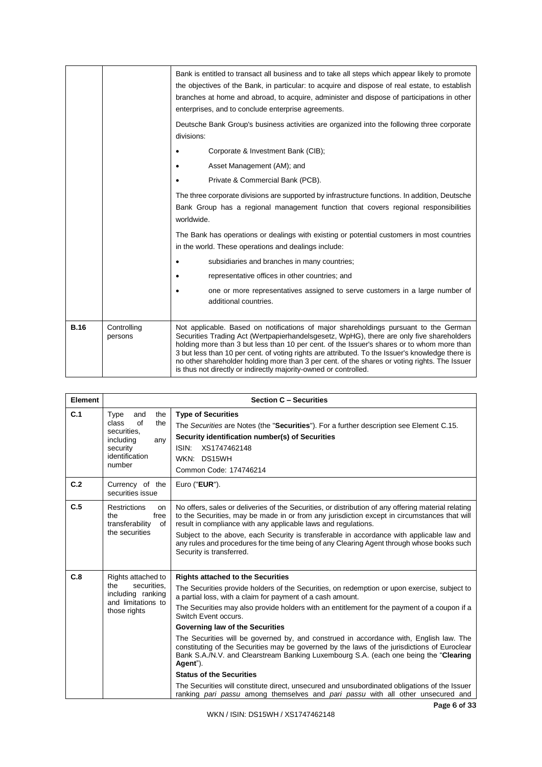| | | |
|---|---|---|
| | | Bank is entitled to transact all business and to take all steps which appear likely to promote the objectives of the Bank, in particular: to acquire and dispose of real estate, to establish branches at home and abroad, to acquire, administer and dispose of participations in other enterprises, and to conclude enterprise agreements.<br><br>Deutsche Bank Group's business activities are organized into the following three corporate divisions:<br><br>• Corporate & Investment Bank (CIB);<br>• Asset Management (AM); and<br>• Private & Commercial Bank (PCB).<br><br>The three corporate divisions are supported by infrastructure functions. In addition, Deutsche Bank Group has a regional management function that covers regional responsibilities worldwide.<br><br>The Bank has operations or dealings with existing or potential customers in most countries in the world. These operations and dealings include:<br><br>• subsidiaries and branches in many countries;<br>• representative offices in other countries; and<br>• one or more representatives assigned to serve customers in a large number of additional countries. |
| **B.16** | Controlling persons | Not applicable. Based on notifications of major shareholdings pursuant to the German Securities Trading Act (Wertpapierhandelsgesetz, WpHG), there are only five shareholders holding more than 3 but less than 10 per cent. of the Issuer's shares or to whom more than 3 but less than 10 per cent. of voting rights are attributed. To the Issuer's knowledge there is no other shareholder holding more than 3 per cent. of the shares or voting rights. The Issuer is thus not directly or indirectly majority-owned or controlled. |

| Element | Section C – Securities | |
|---|---|---|
| **C.1** | Type and the class of the securities, including any security identification number | **Type of Securities**<br>The *Securities* are Notes (the "**Securities**"). For a further description see Element C.15.<br>**Security identification number(s) of Securities**<br>ISIN: XS1747462148<br>WKN: DS15WH<br>Common Code: 174746214 |
| **C.2** | Currency of the securities issue | Euro ("**EUR**"). |
| **C.5** | Restrictions on the free transferability of the securities | No offers, sales or deliveries of the Securities, or distribution of any offering material relating to the Securities, may be made in or from any jurisdiction except in circumstances that will result in compliance with any applicable laws and regulations.<br><br>Subject to the above, each Security is transferable in accordance with applicable law and any rules and procedures for the time being of any Clearing Agent through whose books such Security is transferred. |
| **C.8** | Rights attached to the securities, including ranking and limitations to those rights | **Rights attached to the Securities**<br>The Securities provide holders of the Securities, on redemption or upon exercise, subject to a partial loss, with a claim for payment of a cash amount.<br>The Securities may also provide holders with an entitlement for the payment of a coupon if a Switch Event occurs.<br>**Governing law of the Securities**<br>The Securities will be governed by, and construed in accordance with, English law. The constituting of the Securities may be governed by the laws of the jurisdictions of Euroclear Bank S.A./N.V. and Clearstream Banking Luxembourg S.A. (each one being the "**Clearing Agent**").<br>**Status of the Securities**<br>The Securities will constitute direct, unsecured and unsubordinated obligations of the Issuer ranking *pari passu* among themselves and *pari passu* with all other unsecured and |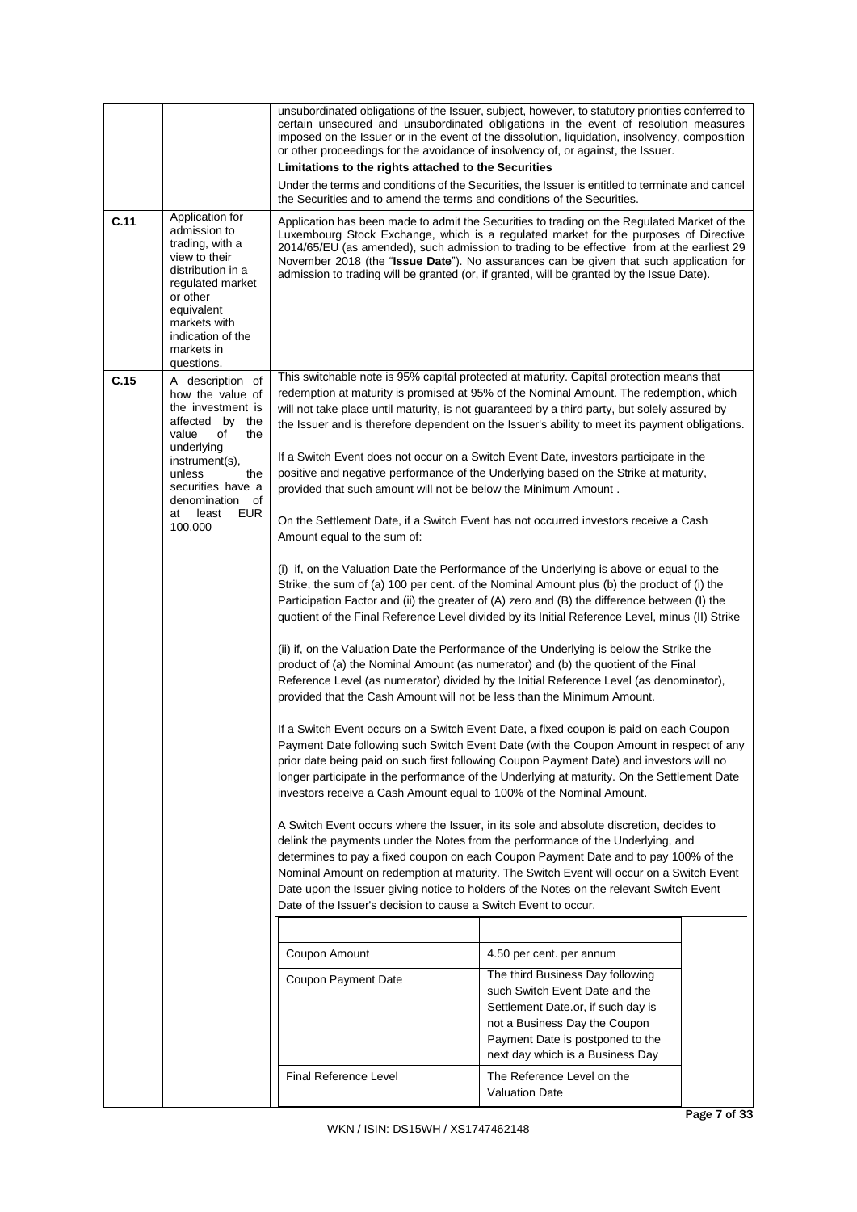| | | |
|---|---|---|
| | | unsubordinated obligations of the Issuer, subject, however, to statutory priorities conferred to certain unsecured and unsubordinated obligations in the event of resolution measures imposed on the Issuer or in the event of the dissolution, liquidation, insolvency, composition or other proceedings for the avoidance of insolvency of, or against, the Issuer.<br><br>**Limitations to the rights attached to the Securities**<br><br>Under the terms and conditions of the Securities, the Issuer is entitled to terminate and cancel the Securities and to amend the terms and conditions of the Securities. |
| C.11 | Application for admission to trading, with a view to their distribution in a regulated market or other equivalent markets with indication of the markets in questions. | Application has been made to admit the Securities to trading on the Regulated Market of the Luxembourg Stock Exchange, which is a regulated market for the purposes of Directive 2014/65/EU (as amended), such admission to trading to be effective from at the earliest 29 November 2018 (the "**Issue Date**"). No assurances can be given that such application for admission to trading will be granted (or, if granted, will be granted by the Issue Date). |
| C.15 | A description of how the value of the investment is affected by the value of the underlying instrument(s), unless the securities have a denomination of at least EUR 100,000 | This switchable note is 95% capital protected at maturity. Capital protection means that redemption at maturity is promised at 95% of the Nominal Amount. The redemption, which will not take place until maturity, is not guaranteed by a third party, but solely assured by the Issuer and is therefore dependent on the Issuer's ability to meet its payment obligations.<br><br>If a Switch Event does not occur on a Switch Event Date, investors participate in the positive and negative performance of the Underlying based on the Strike at maturity, provided that such amount will not be below the Minimum Amount .<br><br>On the Settlement Date, if a Switch Event has not occurred investors receive a Cash Amount equal to the sum of:<br><br>(i) if, on the Valuation Date the Performance of the Underlying is above or equal to the Strike, the sum of (a) 100 per cent. of the Nominal Amount plus (b) the product of (i) the Participation Factor and (ii) the greater of (A) zero and (B) the difference between (I) the quotient of the Final Reference Level divided by its Initial Reference Level, minus (II) Strike<br><br>(ii) if, on the Valuation Date the Performance of the Underlying is below the Strike the product of (a) the Nominal Amount (as numerator) and (b) the quotient of the Final Reference Level (as numerator) divided by the Initial Reference Level (as denominator), provided that the Cash Amount will not be less than the Minimum Amount.<br><br>If a Switch Event occurs on a Switch Event Date, a fixed coupon is paid on each Coupon Payment Date following such Switch Event Date (with the Coupon Amount in respect of any prior date being paid on such first following Coupon Payment Date) and investors will no longer participate in the performance of the Underlying at maturity. On the Settlement Date investors receive a Cash Amount equal to 100% of the Nominal Amount.<br><br>A Switch Event occurs where the Issuer, in its sole and absolute discretion, decides to delink the payments under the Notes from the performance of the Underlying, and determines to pay a fixed coupon on each Coupon Payment Date and to pay 100% of the Nominal Amount on redemption at maturity. The Switch Event will occur on a Switch Event Date upon the Issuer giving notice to holders of the Notes on the relevant Switch Event Date of the Issuer's decision to cause a Switch Event to occur. |

| | |
|---|---|
| Coupon Amount | 4.50 per cent. per annum |
| Coupon Payment Date | The third Business Day following such Switch Event Date and the Settlement Date.or, if such day is not a Business Day the Coupon Payment Date is postponed to the next day which is a Business Day |
| Final Reference Level | The Reference Level on the Valuation Date |

WKN / ISIN: DS15WH / XS1747462148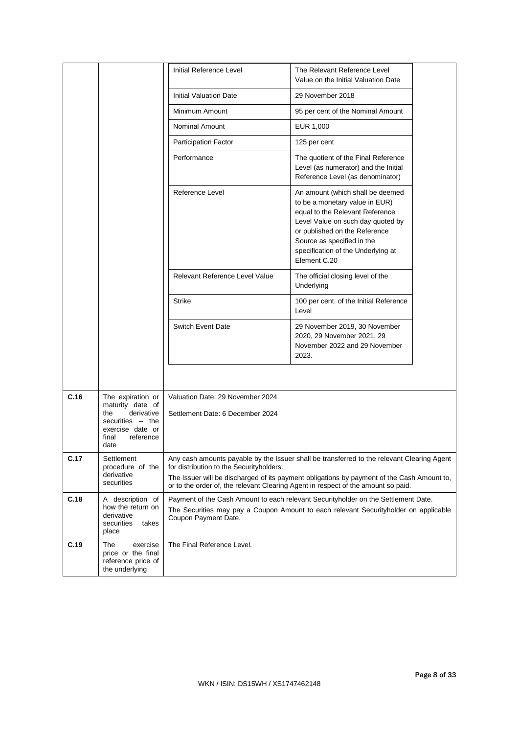| | | | |
|---|---|---|---|
| | | Initial Reference Level | The Relevant Reference Level Value on the Initial Valuation Date |
| | | Initial Valuation Date | 29 November 2018 |
| | | Minimum Amount | 95 per cent of the Nominal Amount |
| | | Nominal Amount | EUR 1,000 |
| | | Participation Factor | 125 per cent |
| | | Performance | The quotient of the Final Reference Level (as numerator) and the Initial Reference Level (as denominator) |
| | | Reference Level | An amount (which shall be deemed to be a monetary value in EUR) equal to the Relevant Reference Level Value on such day quoted by or published on the Reference Source as specified in the specification of the Underlying at Element C.20 |
| | | Relevant Reference Level Value | The official closing level of the Underlying |
| | | Strike | 100 per cent. of the Initial Reference Level |
| | | Switch Event Date | 29 November 2019, 30 November 2020, 29 November 2021, 29 November 2022 and 29 November 2023. |
| **C.16** | The expiration or maturity date of the derivative securities – the exercise date or final reference date | Valuation Date: 29 November 2024<br><br>Settlement Date: 6 December 2024 | |
| **C.17** | Settlement procedure of the derivative securities | Any cash amounts payable by the Issuer shall be transferred to the relevant Clearing Agent for distribution to the Securityholders.<br><br>The Issuer will be discharged of its payment obligations by payment of the Cash Amount to, or to the order of, the relevant Clearing Agent in respect of the amount so paid. | |
| **C.18** | A description of how the return on derivative securities takes place | Payment of the Cash Amount to each relevant Securityholder on the Settlement Date.<br><br>The Securities may pay a Coupon Amount to each relevant Securityholder on applicable Coupon Payment Date. | |
| **C.19** | The exercise price or the final reference price of the underlying | The Final Reference Level. | |

WKN / ISIN: DS15WH / XS1747462148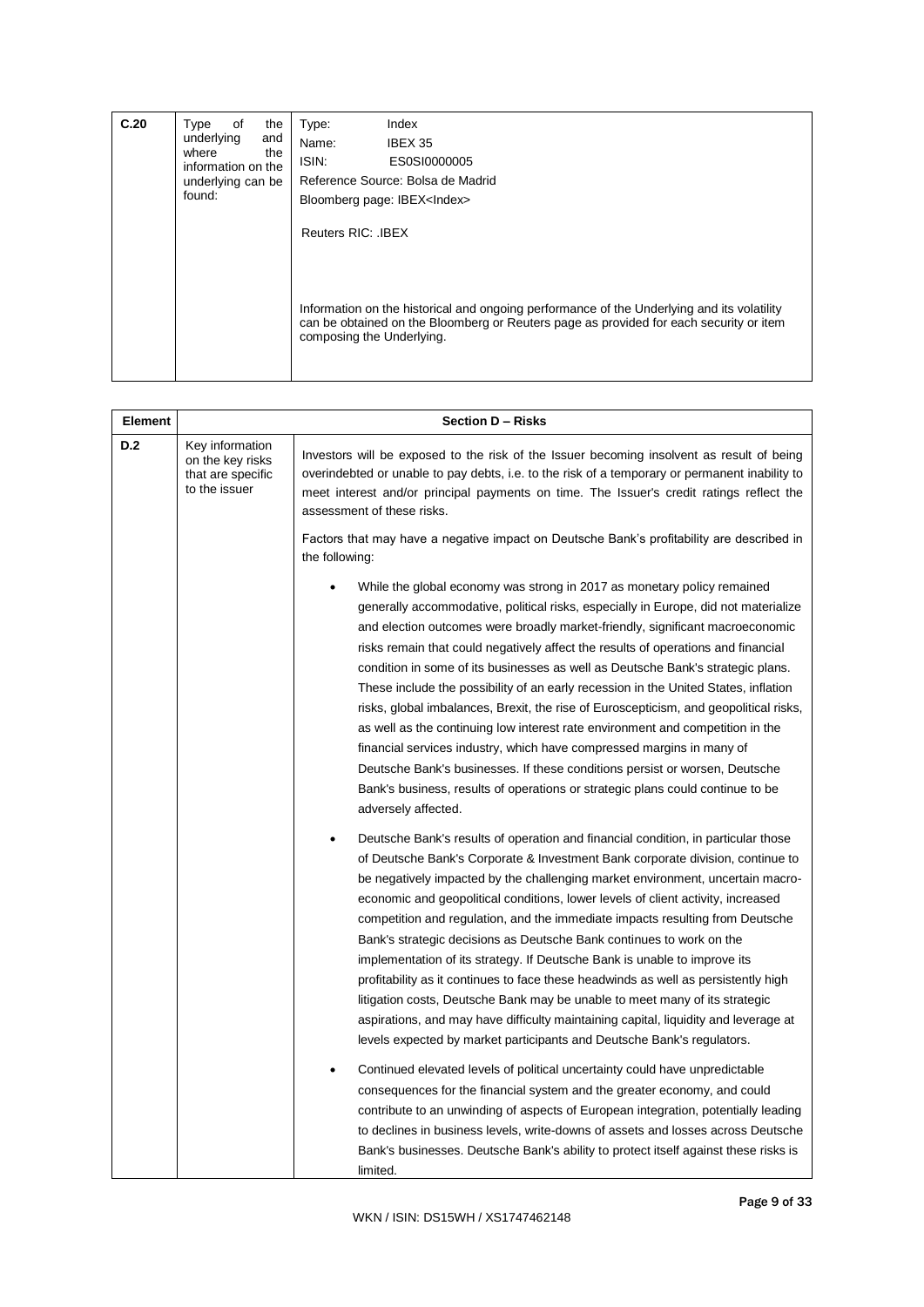| C.20 | Type of the underlying and where the information on the underlying can be found: | Type: Index<br>Name: IBEX 35<br>ISIN: ES0SI0000005<br>Reference Source: Bolsa de Madrid<br>Bloomberg page: IBEX<Index><br><br>Reuters RIC: .IBEX<br><br>Information on the historical and ongoing performance of the Underlying and its volatility can be obtained on the Bloomberg or Reuters page as provided for each security or item composing the Underlying. |
|---|---|---|

| Element | Section D – Risks | |
|---|---|---|
| D.2 | Key information on the key risks that are specific to the issuer | Investors will be exposed to the risk of the Issuer becoming insolvent as result of being overindebted or unable to pay debts, i.e. to the risk of a temporary or permanent inability to meet interest and/or principal payments on time. The Issuer's credit ratings reflect the assessment of these risks.<br><br>Factors that may have a negative impact on Deutsche Bank's profitability are described in the following:<br><br>• While the global economy was strong in 2017 as monetary policy remained generally accommodative, political risks, especially in Europe, did not materialize and election outcomes were broadly market-friendly, significant macroeconomic risks remain that could negatively affect the results of operations and financial condition in some of its businesses as well as Deutsche Bank's strategic plans. These include the possibility of an early recession in the United States, inflation risks, global imbalances, Brexit, the rise of Euroscepticism, and geopolitical risks, as well as the continuing low interest rate environment and competition in the financial services industry, which have compressed margins in many of Deutsche Bank's businesses. If these conditions persist or worsen, Deutsche Bank's business, results of operations or strategic plans could continue to be adversely affected.<br><br>• Deutsche Bank's results of operation and financial condition, in particular those of Deutsche Bank's Corporate & Investment Bank corporate division, continue to be negatively impacted by the challenging market environment, uncertain macro-economic and geopolitical conditions, lower levels of client activity, increased competition and regulation, and the immediate impacts resulting from Deutsche Bank's strategic decisions as Deutsche Bank continues to work on the implementation of its strategy. If Deutsche Bank is unable to improve its profitability as it continues to face these headwinds as well as persistently high litigation costs, Deutsche Bank may be unable to meet many of its strategic aspirations, and may have difficulty maintaining capital, liquidity and leverage at levels expected by market participants and Deutsche Bank's regulators.<br><br>• Continued elevated levels of political uncertainty could have unpredictable consequences for the financial system and the greater economy, and could contribute to an unwinding of aspects of European integration, potentially leading to declines in business levels, write-downs of assets and losses across Deutsche Bank's businesses. Deutsche Bank's ability to protect itself against these risks is limited. |

WKN / ISIN: DS15WH / XS1747462148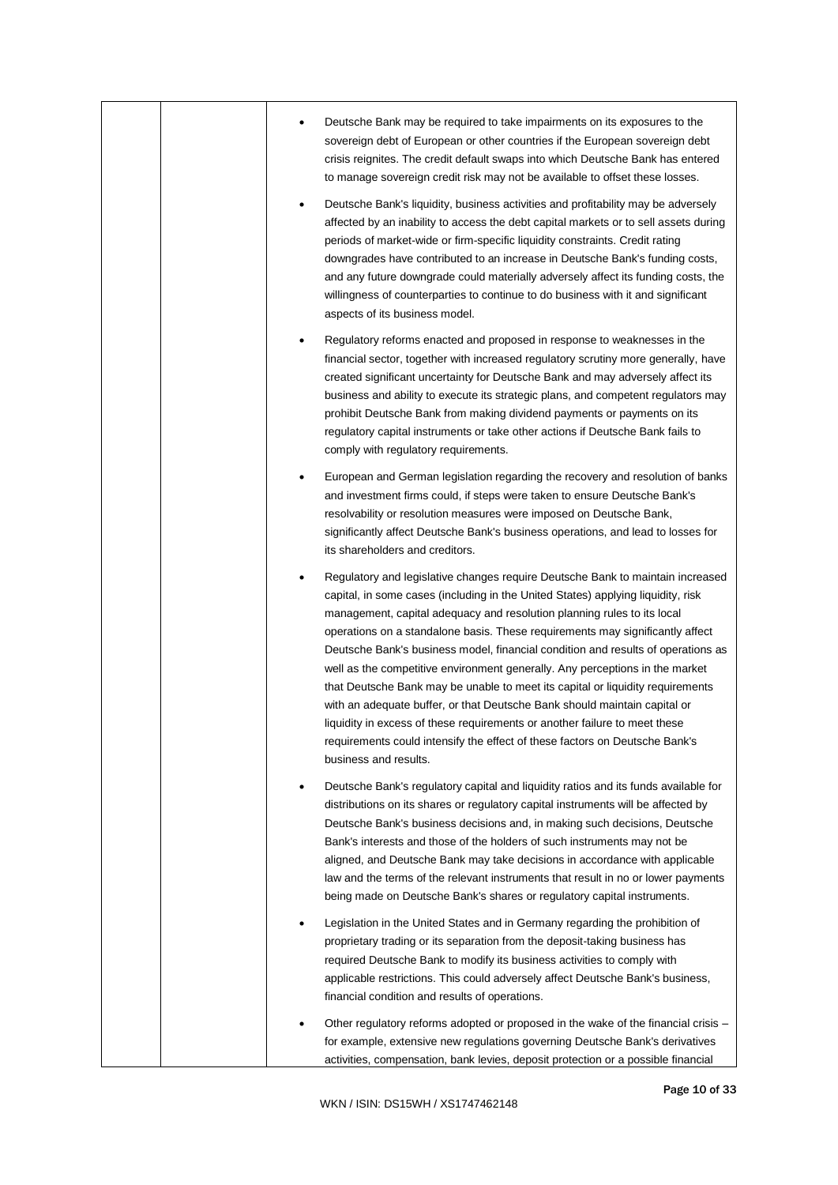- Deutsche Bank may be required to take impairments on its exposures to the sovereign debt of European or other countries if the European sovereign debt crisis reignites. The credit default swaps into which Deutsche Bank has entered to manage sovereign credit risk may not be available to offset these losses.

- Deutsche Bank's liquidity, business activities and profitability may be adversely affected by an inability to access the debt capital markets or to sell assets during periods of market-wide or firm-specific liquidity constraints. Credit rating downgrades have contributed to an increase in Deutsche Bank's funding costs, and any future downgrade could materially adversely affect its funding costs, the willingness of counterparties to continue to do business with it and significant aspects of its business model.

- Regulatory reforms enacted and proposed in response to weaknesses in the financial sector, together with increased regulatory scrutiny more generally, have created significant uncertainty for Deutsche Bank and may adversely affect its business and ability to execute its strategic plans, and competent regulators may prohibit Deutsche Bank from making dividend payments or payments on its regulatory capital instruments or take other actions if Deutsche Bank fails to comply with regulatory requirements.

- European and German legislation regarding the recovery and resolution of banks and investment firms could, if steps were taken to ensure Deutsche Bank's resolvability or resolution measures were imposed on Deutsche Bank, significantly affect Deutsche Bank's business operations, and lead to losses for its shareholders and creditors.

- Regulatory and legislative changes require Deutsche Bank to maintain increased capital, in some cases (including in the United States) applying liquidity, risk management, capital adequacy and resolution planning rules to its local operations on a standalone basis. These requirements may significantly affect Deutsche Bank's business model, financial condition and results of operations as well as the competitive environment generally. Any perceptions in the market that Deutsche Bank may be unable to meet its capital or liquidity requirements with an adequate buffer, or that Deutsche Bank should maintain capital or liquidity in excess of these requirements or another failure to meet these requirements could intensify the effect of these factors on Deutsche Bank's business and results.

- Deutsche Bank's regulatory capital and liquidity ratios and its funds available for distributions on its shares or regulatory capital instruments will be affected by Deutsche Bank's business decisions and, in making such decisions, Deutsche Bank's interests and those of the holders of such instruments may not be aligned, and Deutsche Bank may take decisions in accordance with applicable law and the terms of the relevant instruments that result in no or lower payments being made on Deutsche Bank's shares or regulatory capital instruments.

- Legislation in the United States and in Germany regarding the prohibition of proprietary trading or its separation from the deposit-taking business has required Deutsche Bank to modify its business activities to comply with applicable restrictions. This could adversely affect Deutsche Bank's business, financial condition and results of operations.

- Other regulatory reforms adopted or proposed in the wake of the financial crisis – for example, extensive new regulations governing Deutsche Bank's derivatives activities, compensation, bank levies, deposit protection or a possible financial

WKN / ISIN: DS15WH / XS1747462148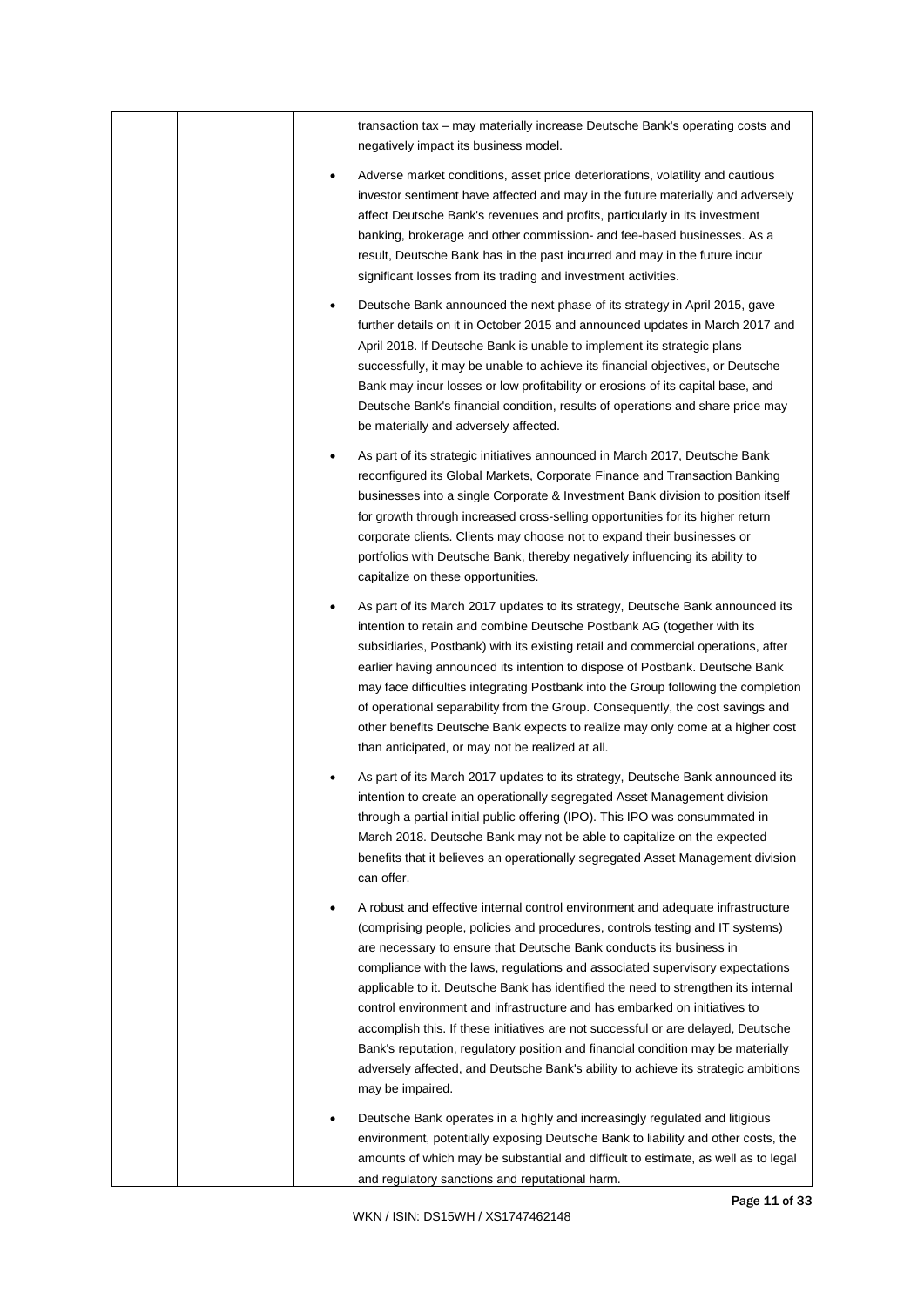transaction tax – may materially increase Deutsche Bank's operating costs and negatively impact its business model.

- Adverse market conditions, asset price deteriorations, volatility and cautious investor sentiment have affected and may in the future materially and adversely affect Deutsche Bank's revenues and profits, particularly in its investment banking, brokerage and other commission- and fee-based businesses. As a result, Deutsche Bank has in the past incurred and may in the future incur significant losses from its trading and investment activities.
- Deutsche Bank announced the next phase of its strategy in April 2015, gave further details on it in October 2015 and announced updates in March 2017 and April 2018. If Deutsche Bank is unable to implement its strategic plans successfully, it may be unable to achieve its financial objectives, or Deutsche Bank may incur losses or low profitability or erosions of its capital base, and Deutsche Bank's financial condition, results of operations and share price may be materially and adversely affected.
- As part of its strategic initiatives announced in March 2017, Deutsche Bank reconfigured its Global Markets, Corporate Finance and Transaction Banking businesses into a single Corporate & Investment Bank division to position itself for growth through increased cross-selling opportunities for its higher return corporate clients. Clients may choose not to expand their businesses or portfolios with Deutsche Bank, thereby negatively influencing its ability to capitalize on these opportunities.
- As part of its March 2017 updates to its strategy, Deutsche Bank announced its intention to retain and combine Deutsche Postbank AG (together with its subsidiaries, Postbank) with its existing retail and commercial operations, after earlier having announced its intention to dispose of Postbank. Deutsche Bank may face difficulties integrating Postbank into the Group following the completion of operational separability from the Group. Consequently, the cost savings and other benefits Deutsche Bank expects to realize may only come at a higher cost than anticipated, or may not be realized at all.
- As part of its March 2017 updates to its strategy, Deutsche Bank announced its intention to create an operationally segregated Asset Management division through a partial initial public offering (IPO). This IPO was consummated in March 2018. Deutsche Bank may not be able to capitalize on the expected benefits that it believes an operationally segregated Asset Management division can offer.
- A robust and effective internal control environment and adequate infrastructure (comprising people, policies and procedures, controls testing and IT systems) are necessary to ensure that Deutsche Bank conducts its business in compliance with the laws, regulations and associated supervisory expectations applicable to it. Deutsche Bank has identified the need to strengthen its internal control environment and infrastructure and has embarked on initiatives to accomplish this. If these initiatives are not successful or are delayed, Deutsche Bank's reputation, regulatory position and financial condition may be materially adversely affected, and Deutsche Bank's ability to achieve its strategic ambitions may be impaired.
- Deutsche Bank operates in a highly and increasingly regulated and litigious environment, potentially exposing Deutsche Bank to liability and other costs, the amounts of which may be substantial and difficult to estimate, as well as to legal and regulatory sanctions and reputational harm.

WKN / ISIN: DS15WH / XS1747462148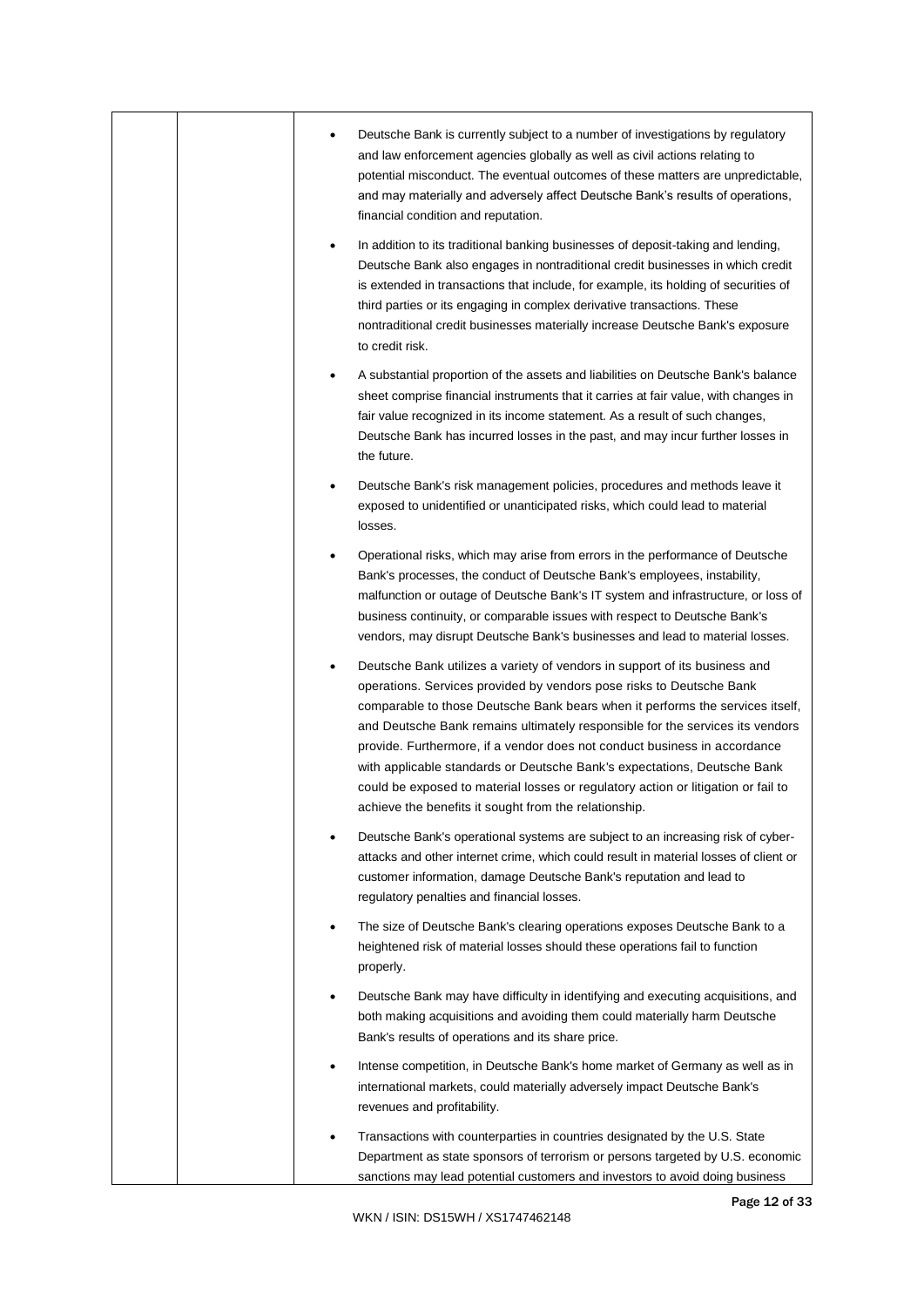- Deutsche Bank is currently subject to a number of investigations by regulatory and law enforcement agencies globally as well as civil actions relating to potential misconduct. The eventual outcomes of these matters are unpredictable, and may materially and adversely affect Deutsche Bank's results of operations, financial condition and reputation.
- In addition to its traditional banking businesses of deposit-taking and lending, Deutsche Bank also engages in nontraditional credit businesses in which credit is extended in transactions that include, for example, its holding of securities of third parties or its engaging in complex derivative transactions. These nontraditional credit businesses materially increase Deutsche Bank's exposure to credit risk.
- A substantial proportion of the assets and liabilities on Deutsche Bank's balance sheet comprise financial instruments that it carries at fair value, with changes in fair value recognized in its income statement. As a result of such changes, Deutsche Bank has incurred losses in the past, and may incur further losses in the future.
- Deutsche Bank's risk management policies, procedures and methods leave it exposed to unidentified or unanticipated risks, which could lead to material losses.
- Operational risks, which may arise from errors in the performance of Deutsche Bank's processes, the conduct of Deutsche Bank's employees, instability, malfunction or outage of Deutsche Bank's IT system and infrastructure, or loss of business continuity, or comparable issues with respect to Deutsche Bank's vendors, may disrupt Deutsche Bank's businesses and lead to material losses.
- Deutsche Bank utilizes a variety of vendors in support of its business and operations. Services provided by vendors pose risks to Deutsche Bank comparable to those Deutsche Bank bears when it performs the services itself, and Deutsche Bank remains ultimately responsible for the services its vendors provide. Furthermore, if a vendor does not conduct business in accordance with applicable standards or Deutsche Bank's expectations, Deutsche Bank could be exposed to material losses or regulatory action or litigation or fail to achieve the benefits it sought from the relationship.
- Deutsche Bank's operational systems are subject to an increasing risk of cyber-attacks and other internet crime, which could result in material losses of client or customer information, damage Deutsche Bank's reputation and lead to regulatory penalties and financial losses.
- The size of Deutsche Bank's clearing operations exposes Deutsche Bank to a heightened risk of material losses should these operations fail to function properly.
- Deutsche Bank may have difficulty in identifying and executing acquisitions, and both making acquisitions and avoiding them could materially harm Deutsche Bank's results of operations and its share price.
- Intense competition, in Deutsche Bank's home market of Germany as well as in international markets, could materially adversely impact Deutsche Bank's revenues and profitability.
- Transactions with counterparties in countries designated by the U.S. State Department as state sponsors of terrorism or persons targeted by U.S. economic sanctions may lead potential customers and investors to avoid doing business

WKN / ISIN: DS15WH / XS1747462148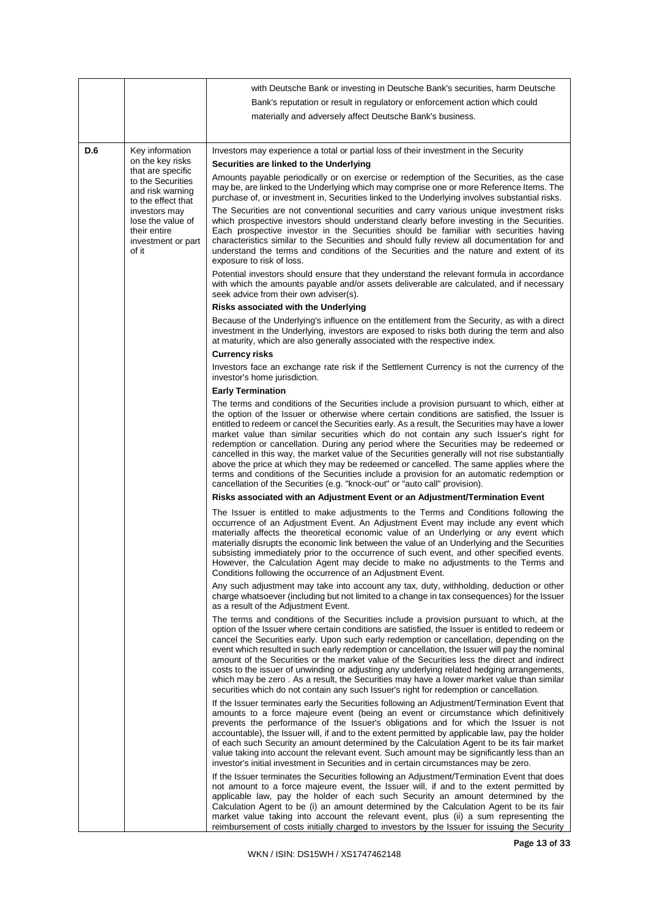| | | |
|---|---|---|
| | | with Deutsche Bank or investing in Deutsche Bank's securities, harm Deutsche Bank's reputation or result in regulatory or enforcement action which could materially and adversely affect Deutsche Bank's business. |
| D.6 | Key information on the key risks that are specific to the Securities and risk warning to the effect that investors may lose the value of their entire investment or part of it | Investors may experience a total or partial loss of their investment in the Security<br><br>**Securities are linked to the Underlying**<br><br>Amounts payable periodically or on exercise or redemption of the Securities, as the case may be, are linked to the Underlying which may comprise one or more Reference Items. The purchase of, or investment in, Securities linked to the Underlying involves substantial risks.<br><br>The Securities are not conventional securities and carry various unique investment risks which prospective investors should understand clearly before investing in the Securities. Each prospective investor in the Securities should be familiar with securities having characteristics similar to the Securities and should fully review all documentation for and understand the terms and conditions of the Securities and the nature and extent of its exposure to risk of loss.<br><br>Potential investors should ensure that they understand the relevant formula in accordance with which the amounts payable and/or assets deliverable are calculated, and if necessary seek advice from their own adviser(s).<br><br>**Risks associated with the Underlying**<br><br>Because of the Underlying's influence on the entitlement from the Security, as with a direct investment in the Underlying, investors are exposed to risks both during the term and also at maturity, which are also generally associated with the respective index.<br><br>**Currency risks**<br><br>Investors face an exchange rate risk if the Settlement Currency is not the currency of the investor's home jurisdiction.<br><br>**Early Termination**<br><br>The terms and conditions of the Securities include a provision pursuant to which, either at the option of the Issuer or otherwise where certain conditions are satisfied, the Issuer is entitled to redeem or cancel the Securities early. As a result, the Securities may have a lower market value than similar securities which do not contain any such Issuer's right for redemption or cancellation. During any period where the Securities may be redeemed or cancelled in this way, the market value of the Securities generally will not rise substantially above the price at which they may be redeemed or cancelled. The same applies where the terms and conditions of the Securities include a provision for an automatic redemption or cancellation of the Securities (e.g. "knock-out" or "auto call" provision).<br><br>**Risks associated with an Adjustment Event or an Adjustment/Termination Event**<br><br>The Issuer is entitled to make adjustments to the Terms and Conditions following the occurrence of an Adjustment Event. An Adjustment Event may include any event which materially affects the theoretical economic value of an Underlying or any event which materially disrupts the economic link between the value of an Underlying and the Securities subsisting immediately prior to the occurrence of such event, and other specified events. However, the Calculation Agent may decide to make no adjustments to the Terms and Conditions following the occurrence of an Adjustment Event.<br><br>Any such adjustment may take into account any tax, duty, withholding, deduction or other charge whatsoever (including but not limited to a change in tax consequences) for the Issuer as a result of the Adjustment Event.<br><br>The terms and conditions of the Securities include a provision pursuant to which, at the option of the Issuer where certain conditions are satisfied, the Issuer is entitled to redeem or cancel the Securities early. Upon such early redemption or cancellation, depending on the event which resulted in such early redemption or cancellation, the Issuer will pay the nominal amount of the Securities or the market value of the Securities less the direct and indirect costs to the issuer of unwinding or adjusting any underlying related hedging arrangements, which may be zero . As a result, the Securities may have a lower market value than similar securities which do not contain any such Issuer's right for redemption or cancellation.<br><br>If the Issuer terminates early the Securities following an Adjustment/Termination Event that amounts to a force majeure event (being an event or circumstance which definitively prevents the performance of the Issuer's obligations and for which the Issuer is not accountable), the Issuer will, if and to the extent permitted by applicable law, pay the holder of each such Security an amount determined by the Calculation Agent to be its fair market value taking into account the relevant event. Such amount may be significantly less than an investor's initial investment in Securities and in certain circumstances may be zero.<br><br>If the Issuer terminates the Securities following an Adjustment/Termination Event that does not amount to a force majeure event, the Issuer will, if and to the extent permitted by applicable law, pay the holder of each such Security an amount determined by the Calculation Agent to be (i) an amount determined by the Calculation Agent to be its fair market value taking into account the relevant event, plus (ii) a sum representing the reimbursement of costs initially charged to investors by the Issuer for issuing the Security |

WKN / ISIN: DS15WH / XS1747462148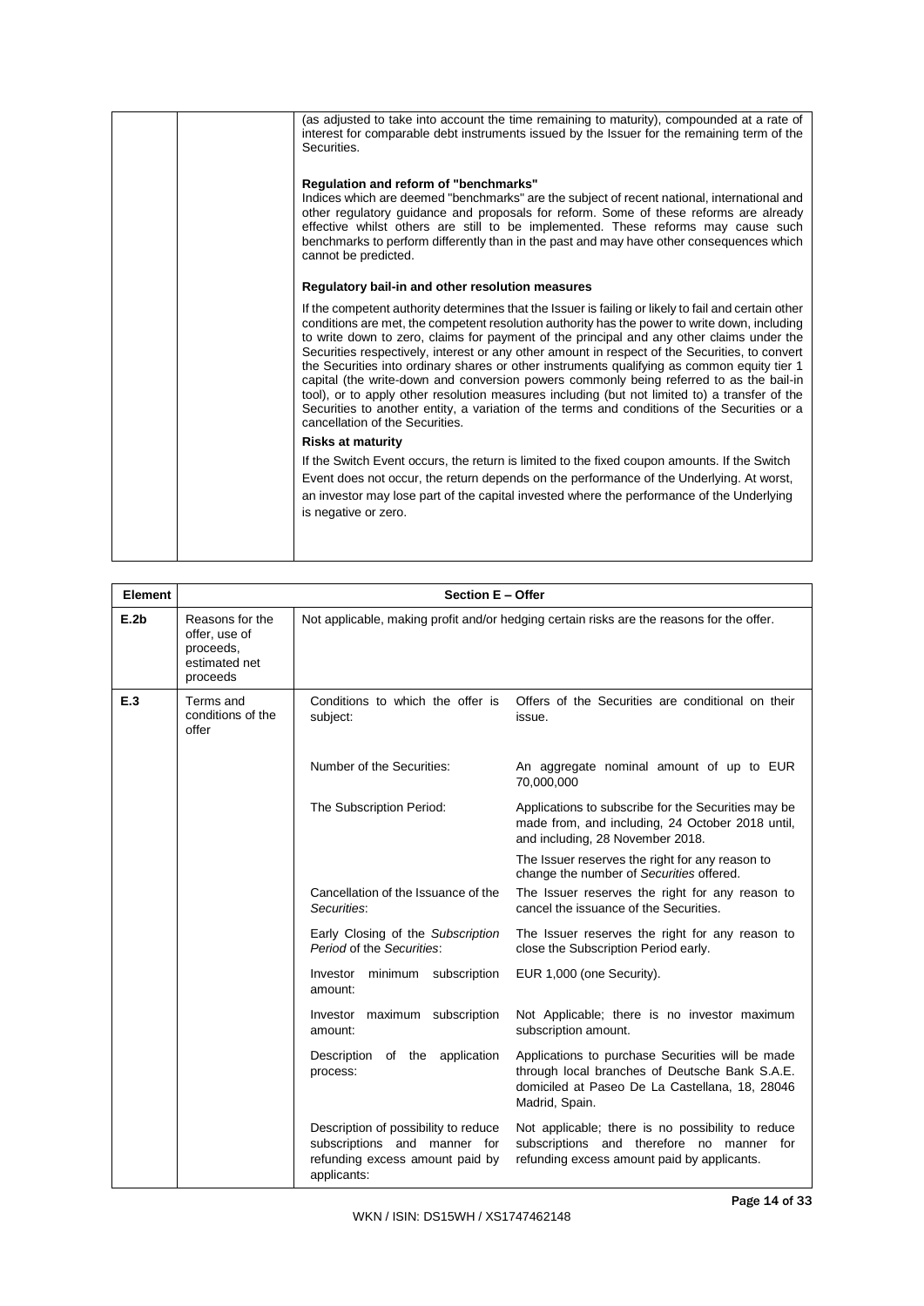| | | |
|---|---|---|
| | | (as adjusted to take into account the time remaining to maturity), compounded at a rate of interest for comparable debt instruments issued by the Issuer for the remaining term of the Securities.<br><br>**Regulation and reform of "benchmarks"**<br>Indices which are deemed "benchmarks" are the subject of recent national, international and other regulatory guidance and proposals for reform. Some of these reforms are already effective whilst others are still to be implemented. These reforms may cause such benchmarks to perform differently than in the past and may have other consequences which cannot be predicted.<br><br>**Regulatory bail-in and other resolution measures**<br>If the competent authority determines that the Issuer is failing or likely to fail and certain other conditions are met, the competent resolution authority has the power to write down, including to write down to zero, claims for payment of the principal and any other claims under the Securities respectively, interest or any other amount in respect of the Securities, to convert the Securities into ordinary shares or other instruments qualifying as common equity tier 1 capital (the write-down and conversion powers commonly being referred to as the bail-in tool), or to apply other resolution measures including (but not limited to) a transfer of the Securities to another entity, a variation of the terms and conditions of the Securities or a cancellation of the Securities.<br><br>**Risks at maturity**<br>If the Switch Event occurs, the return is limited to the fixed coupon amounts. If the Switch Event does not occur, the return depends on the performance of the Underlying. At worst, an investor may lose part of the capital invested where the performance of the Underlying is negative or zero. |

| Element | | Section E – Offer | |
|---|---|---|---|
| E.2b | Reasons for the offer, use of proceeds, estimated net proceeds | Not applicable, making profit and/or hedging certain risks are the reasons for the offer. | |
| E.3 | Terms and conditions of the offer | Conditions to which the offer is subject: | Offers of the Securities are conditional on their issue. |
| | | Number of the Securities: | An aggregate nominal amount of up to EUR 70,000,000 |
| | | The Subscription Period: | Applications to subscribe for the Securities may be made from, and including, 24 October 2018 until, and including, 28 November 2018.<br><br>The Issuer reserves the right for any reason to change the number of *Securities* offered. |
| | | Cancellation of the Issuance of the *Securities*: | The Issuer reserves the right for any reason to cancel the issuance of the Securities. |
| | | Early Closing of the *Subscription Period* of the *Securities*: | The Issuer reserves the right for any reason to close the Subscription Period early. |
| | | Investor minimum subscription amount: | EUR 1,000 (one Security). |
| | | Investor maximum subscription amount: | Not Applicable; there is no investor maximum subscription amount. |
| | | Description of the application process: | Applications to purchase Securities will be made through local branches of Deutsche Bank S.A.E. domiciled at Paseo De La Castellana, 18, 28046 Madrid, Spain. |
| | | Description of possibility to reduce subscriptions and manner for refunding excess amount paid by applicants: | Not applicable; there is no possibility to reduce subscriptions and therefore no manner for refunding excess amount paid by applicants. |

WKN / ISIN: DS15WH / XS1747462148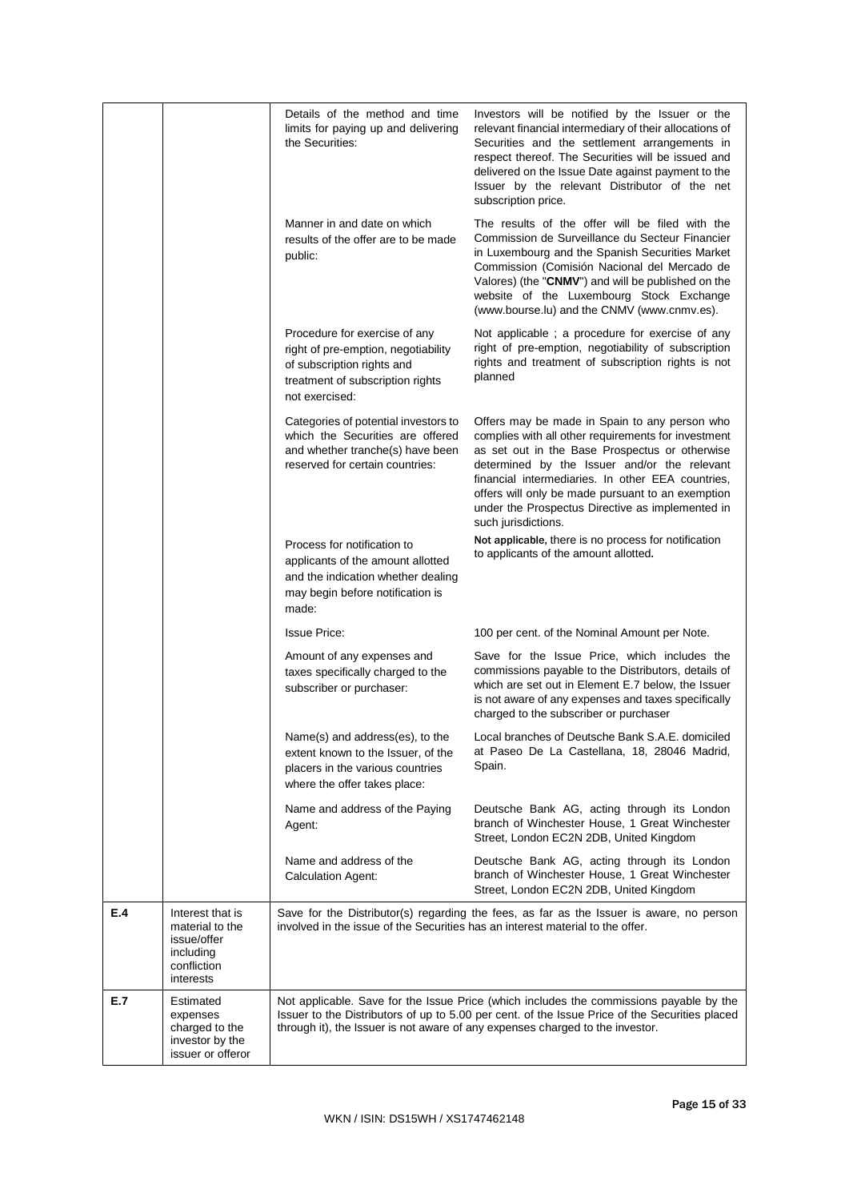| | | | |
|---|---|---|---|
| | | Details of the method and time limits for paying up and delivering the Securities: | Investors will be notified by the Issuer or the relevant financial intermediary of their allocations of Securities and the settlement arrangements in respect thereof. The Securities will be issued and delivered on the Issue Date against payment to the Issuer by the relevant Distributor of the net subscription price. |
| | | Manner in and date on which results of the offer are to be made public: | The results of the offer will be filed with the Commission de Surveillance du Secteur Financier in Luxembourg and the Spanish Securities Market Commission (Comisión Nacional del Mercado de Valores) (the "**CNMV**") and will be published on the website of the Luxembourg Stock Exchange (www.bourse.lu) and the CNMV (www.cnmv.es). |
| | | Procedure for exercise of any right of pre-emption, negotiability of subscription rights and treatment of subscription rights not exercised: | Not applicable ; a procedure for exercise of any right of pre-emption, negotiability of subscription rights and treatment of subscription rights is not planned |
| | | Categories of potential investors to which the Securities are offered and whether tranche(s) have been reserved for certain countries: | Offers may be made in Spain to any person who complies with all other requirements for investment as set out in the Base Prospectus or otherwise determined by the Issuer and/or the relevant financial intermediaries. In other EEA countries, offers will only be made pursuant to an exemption under the Prospectus Directive as implemented in such jurisdictions. |
| | | Process for notification to applicants of the amount allotted and the indication whether dealing may begin before notification is made: | **Not applicable,** there is no process for notification to applicants of the amount allotted**.** |
| | | Issue Price: | 100 per cent. of the Nominal Amount per Note. |
| | | Amount of any expenses and taxes specifically charged to the subscriber or purchaser: | Save for the Issue Price, which includes the commissions payable to the Distributors, details of which are set out in Element E.7 below, the Issuer is not aware of any expenses and taxes specifically charged to the subscriber or purchaser |
| | | Name(s) and address(es), to the extent known to the Issuer, of the placers in the various countries where the offer takes place: | Local branches of Deutsche Bank S.A.E. domiciled at Paseo De La Castellana, 18, 28046 Madrid, Spain. |
| | | Name and address of the Paying Agent: | Deutsche Bank AG, acting through its London branch of Winchester House, 1 Great Winchester Street, London EC2N 2DB, United Kingdom |
| | | Name and address of the Calculation Agent: | Deutsche Bank AG, acting through its London branch of Winchester House, 1 Great Winchester Street, London EC2N 2DB, United Kingdom |
| **E.4** | Interest that is material to the issue/offer including confliction interests | Save for the Distributor(s) regarding the fees, as far as the Issuer is aware, no person involved in the issue of the Securities has an interest material to the offer. | |
| **E.7** | Estimated expenses charged to the investor by the issuer or offeror | Not applicable. Save for the Issue Price (which includes the commissions payable by the Issuer to the Distributors of up to 5.00 per cent. of the Issue Price of the Securities placed through it), the Issuer is not aware of any expenses charged to the investor. | |

WKN / ISIN: DS15WH / XS1747462148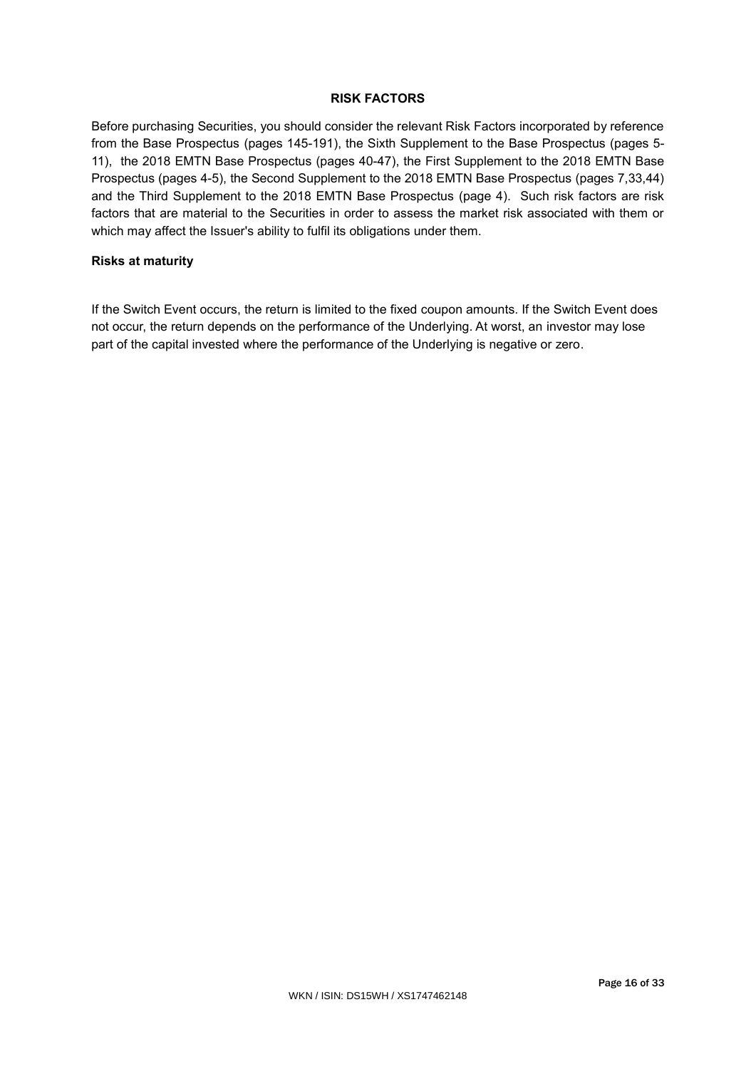## RISK FACTORS

Before purchasing Securities, you should consider the relevant Risk Factors incorporated by reference from the Base Prospectus (pages 145-191), the Sixth Supplement to the Base Prospectus (pages 5-11), the 2018 EMTN Base Prospectus (pages 40-47), the First Supplement to the 2018 EMTN Base Prospectus (pages 4-5), the Second Supplement to the 2018 EMTN Base Prospectus (pages 7,33,44) and the Third Supplement to the 2018 EMTN Base Prospectus (page 4). Such risk factors are risk factors that are material to the Securities in order to assess the market risk associated with them or which may affect the Issuer's ability to fulfil its obligations under them.

**Risks at maturity**

If the Switch Event occurs, the return is limited to the fixed coupon amounts. If the Switch Event does not occur, the return depends on the performance of the Underlying. At worst, an investor may lose part of the capital invested where the performance of the Underlying is negative or zero.

WKN / ISIN: DS15WH / XS1747462148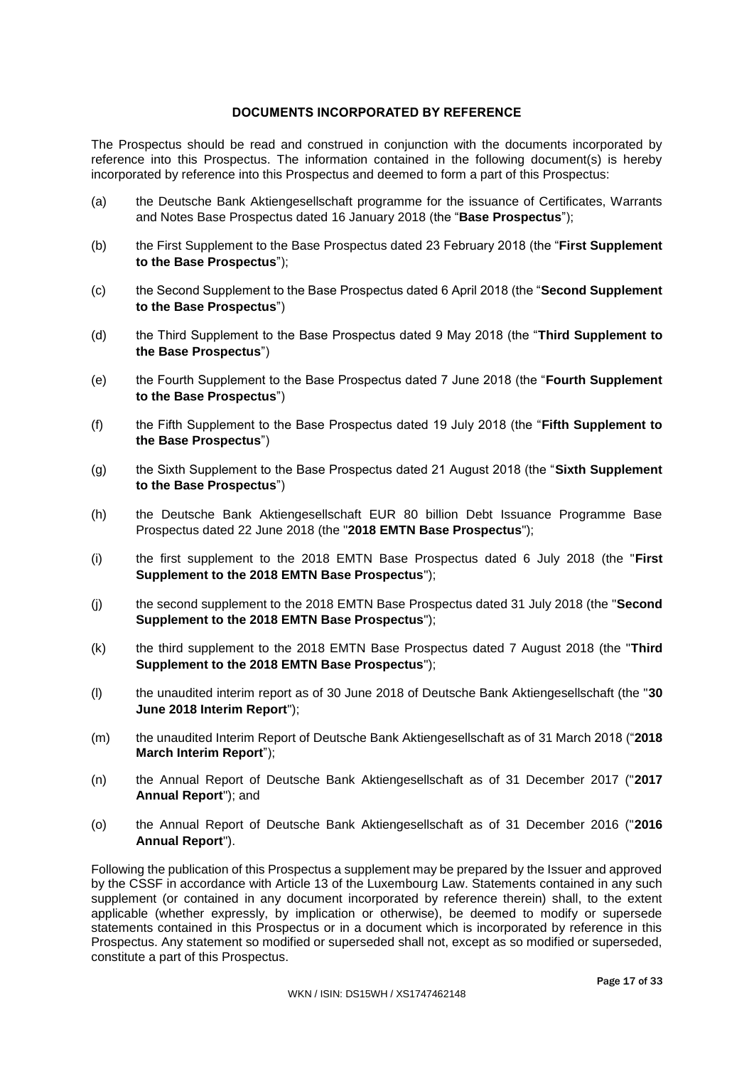## DOCUMENTS INCORPORATED BY REFERENCE

The Prospectus should be read and construed in conjunction with the documents incorporated by reference into this Prospectus. The information contained in the following document(s) is hereby incorporated by reference into this Prospectus and deemed to form a part of this Prospectus:

(a) the Deutsche Bank Aktiengesellschaft programme for the issuance of Certificates, Warrants and Notes Base Prospectus dated 16 January 2018 (the "**Base Prospectus**");

(b) the First Supplement to the Base Prospectus dated 23 February 2018 (the "**First Supplement to the Base Prospectus**");

(c) the Second Supplement to the Base Prospectus dated 6 April 2018 (the "**Second Supplement to the Base Prospectus**")

(d) the Third Supplement to the Base Prospectus dated 9 May 2018 (the "**Third Supplement to the Base Prospectus**")

(e) the Fourth Supplement to the Base Prospectus dated 7 June 2018 (the "**Fourth Supplement to the Base Prospectus**")

(f) the Fifth Supplement to the Base Prospectus dated 19 July 2018 (the "**Fifth Supplement to the Base Prospectus**")

(g) the Sixth Supplement to the Base Prospectus dated 21 August 2018 (the "**Sixth Supplement to the Base Prospectus**")

(h) the Deutsche Bank Aktiengesellschaft EUR 80 billion Debt Issuance Programme Base Prospectus dated 22 June 2018 (the "**2018 EMTN Base Prospectus**");

(i) the first supplement to the 2018 EMTN Base Prospectus dated 6 July 2018 (the "**First Supplement to the 2018 EMTN Base Prospectus**");

(j) the second supplement to the 2018 EMTN Base Prospectus dated 31 July 2018 (the "**Second Supplement to the 2018 EMTN Base Prospectus**");

(k) the third supplement to the 2018 EMTN Base Prospectus dated 7 August 2018 (the "**Third Supplement to the 2018 EMTN Base Prospectus**");

(l) the unaudited interim report as of 30 June 2018 of Deutsche Bank Aktiengesellschaft (the "**30 June 2018 Interim Report**");

(m) the unaudited Interim Report of Deutsche Bank Aktiengesellschaft as of 31 March 2018 ("**2018 March Interim Report**");

(n) the Annual Report of Deutsche Bank Aktiengesellschaft as of 31 December 2017 ("**2017 Annual Report**"); and

(o) the Annual Report of Deutsche Bank Aktiengesellschaft as of 31 December 2016 ("**2016 Annual Report**").

Following the publication of this Prospectus a supplement may be prepared by the Issuer and approved by the CSSF in accordance with Article 13 of the Luxembourg Law. Statements contained in any such supplement (or contained in any document incorporated by reference therein) shall, to the extent applicable (whether expressly, by implication or otherwise), be deemed to modify or supersede statements contained in this Prospectus or in a document which is incorporated by reference in this Prospectus. Any statement so modified or superseded shall not, except as so modified or superseded, constitute a part of this Prospectus.

WKN / ISIN: DS15WH / XS1747462148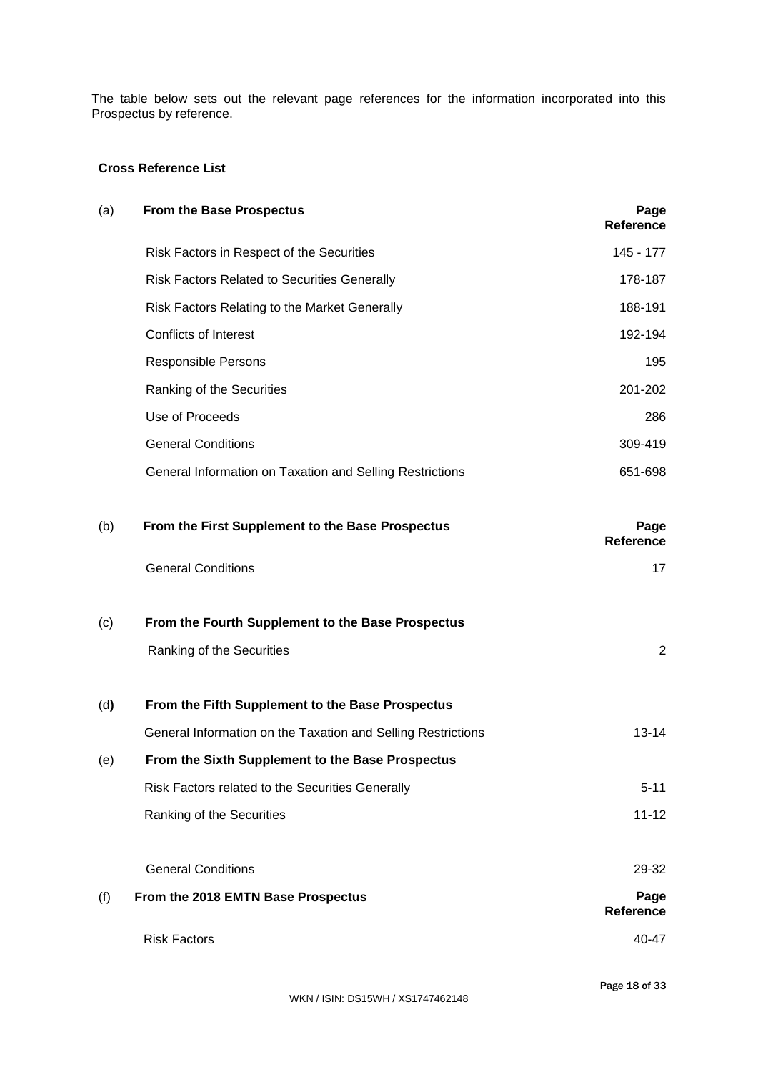The table below sets out the relevant page references for the information incorporated into this Prospectus by reference.

**Cross Reference List**

| | | |
|---|---|---|
| (a) | **From the Base Prospectus** | **Page Reference** |
| | Risk Factors in Respect of the Securities | 145 - 177 |
| | Risk Factors Related to Securities Generally | 178-187 |
| | Risk Factors Relating to the Market Generally | 188-191 |
| | Conflicts of Interest | 192-194 |
| | Responsible Persons | 195 |
| | Ranking of the Securities | 201-202 |
| | Use of Proceeds | 286 |
| | General Conditions | 309-419 |
| | General Information on Taxation and Selling Restrictions | 651-698 |
| (b) | **From the First Supplement to the Base Prospectus** | **Page Reference** |
| | General Conditions | 17 |
| (c) | **From the Fourth Supplement to the Base Prospectus** | |
| | Ranking of the Securities | 2 |
| (d) | **From the Fifth Supplement to the Base Prospectus** | |
| | General Information on the Taxation and Selling Restrictions | 13-14 |
| (e) | **From the Sixth Supplement to the Base Prospectus** | |
| | Risk Factors related to the Securities Generally | 5-11 |
| | Ranking of the Securities | 11-12 |
| | General Conditions | 29-32 |
| (f) | **From the 2018 EMTN Base Prospectus** | **Page Reference** |
| | Risk Factors | 40-47 |

WKN / ISIN: DS15WH / XS1747462148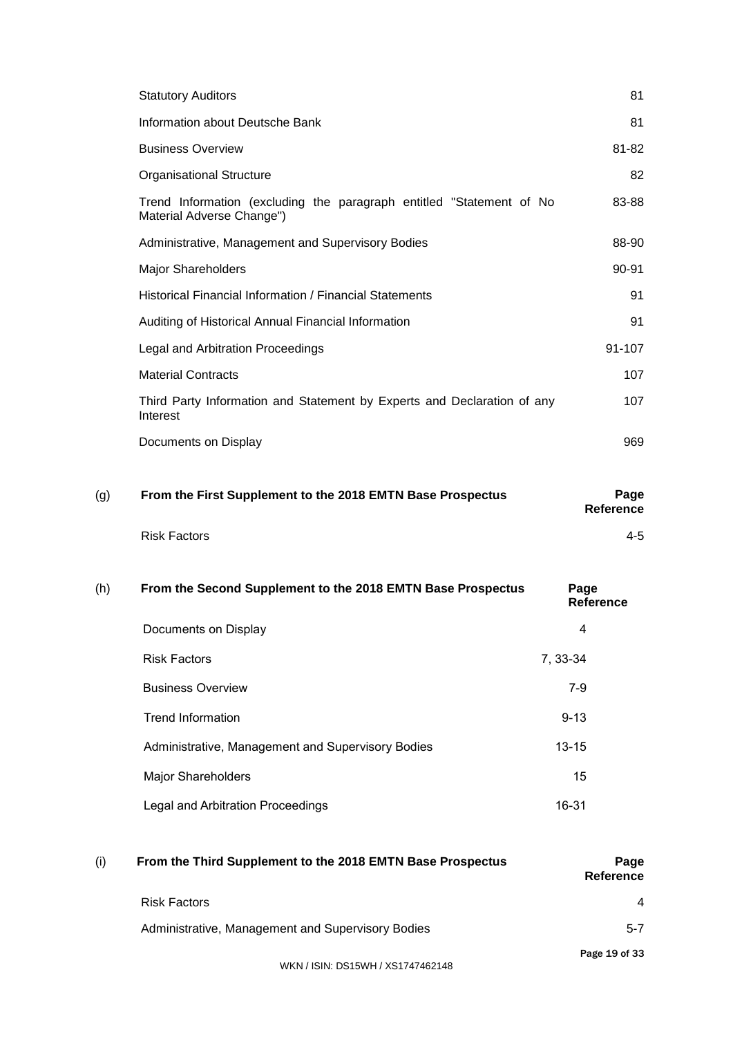| | |
|---|---|
| Statutory Auditors | 81 |
| Information about Deutsche Bank | 81 |
| Business Overview | 81-82 |
| Organisational Structure | 82 |
| Trend Information (excluding the paragraph entitled "Statement of No Material Adverse Change") | 83-88 |
| Administrative, Management and Supervisory Bodies | 88-90 |
| Major Shareholders | 90-91 |
| Historical Financial Information / Financial Statements | 91 |
| Auditing of Historical Annual Financial Information | 91 |
| Legal and Arbitration Proceedings | 91-107 |
| Material Contracts | 107 |
| Third Party Information and Statement by Experts and Declaration of any Interest | 107 |
| Documents on Display | 969 |

(g) 

| From the First Supplement to the 2018 EMTN Base Prospectus | Page Reference |
|---|---|
| Risk Factors | 4-5 |

(h) 

| From the Second Supplement to the 2018 EMTN Base Prospectus | Page Reference |
|---|---|
| Documents on Display | 4 |
| Risk Factors | 7, 33-34 |
| Business Overview | 7-9 |
| Trend Information | 9-13 |
| Administrative, Management and Supervisory Bodies | 13-15 |
| Major Shareholders | 15 |
| Legal and Arbitration Proceedings | 16-31 |

(i) 

| From the Third Supplement to the 2018 EMTN Base Prospectus | Page Reference |
|---|---|
| Risk Factors | 4 |
| Administrative, Management and Supervisory Bodies | 5-7 |

WKN / ISIN: DS15WH / XS1747462148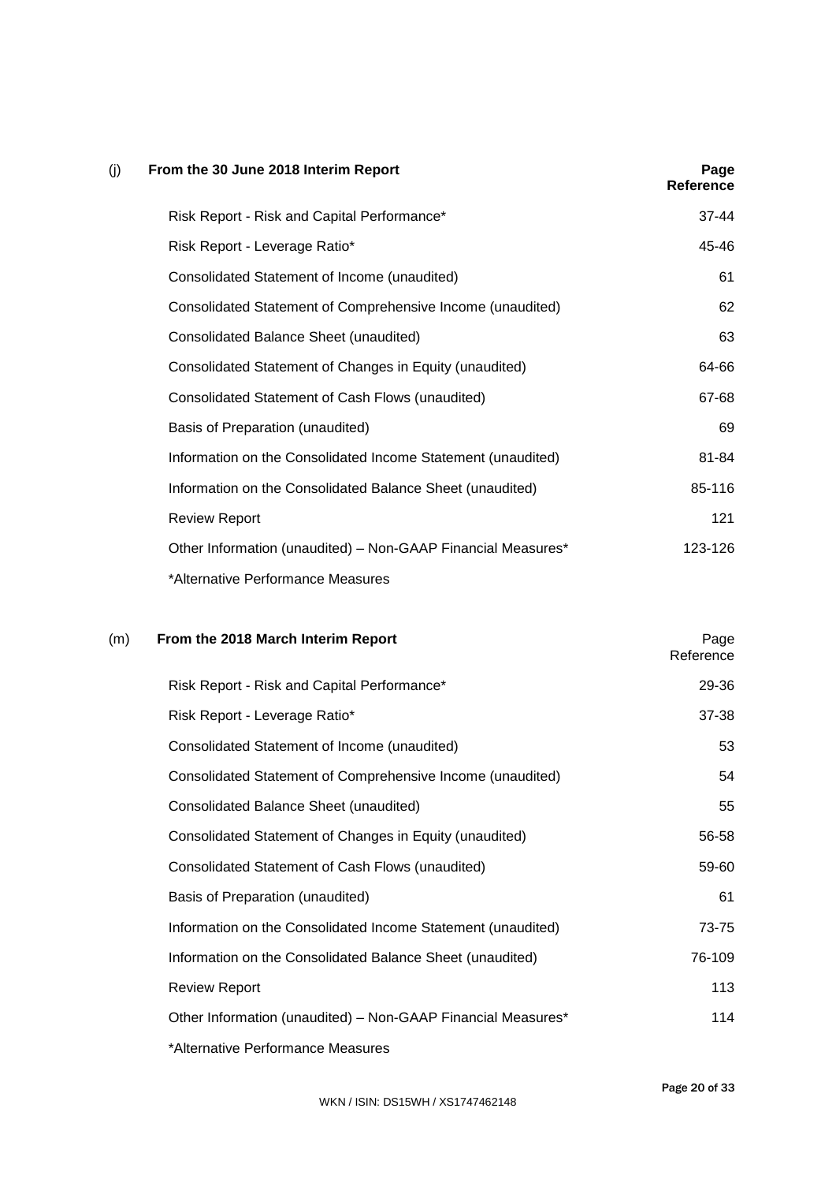| (j) | **From the 30 June 2018 Interim Report** | **Page Reference** |
|---|---|---|
| | Risk Report - Risk and Capital Performance* | 37-44 |
| | Risk Report - Leverage Ratio* | 45-46 |
| | Consolidated Statement of Income (unaudited) | 61 |
| | Consolidated Statement of Comprehensive Income (unaudited) | 62 |
| | Consolidated Balance Sheet (unaudited) | 63 |
| | Consolidated Statement of Changes in Equity (unaudited) | 64-66 |
| | Consolidated Statement of Cash Flows (unaudited) | 67-68 |
| | Basis of Preparation (unaudited) | 69 |
| | Information on the Consolidated Income Statement (unaudited) | 81-84 |
| | Information on the Consolidated Balance Sheet (unaudited) | 85-116 |
| | Review Report | 121 |
| | Other Information (unaudited) – Non-GAAP Financial Measures* | 123-126 |
| | *Alternative Performance Measures | |

| (m) | **From the 2018 March Interim Report** | Page Reference |
|---|---|---|
| | Risk Report - Risk and Capital Performance* | 29-36 |
| | Risk Report - Leverage Ratio* | 37-38 |
| | Consolidated Statement of Income (unaudited) | 53 |
| | Consolidated Statement of Comprehensive Income (unaudited) | 54 |
| | Consolidated Balance Sheet (unaudited) | 55 |
| | Consolidated Statement of Changes in Equity (unaudited) | 56-58 |
| | Consolidated Statement of Cash Flows (unaudited) | 59-60 |
| | Basis of Preparation (unaudited) | 61 |
| | Information on the Consolidated Income Statement (unaudited) | 73-75 |
| | Information on the Consolidated Balance Sheet (unaudited) | 76-109 |
| | Review Report | 113 |
| | Other Information (unaudited) – Non-GAAP Financial Measures* | 114 |
| | *Alternative Performance Measures | |

WKN / ISIN: DS15WH / XS1747462148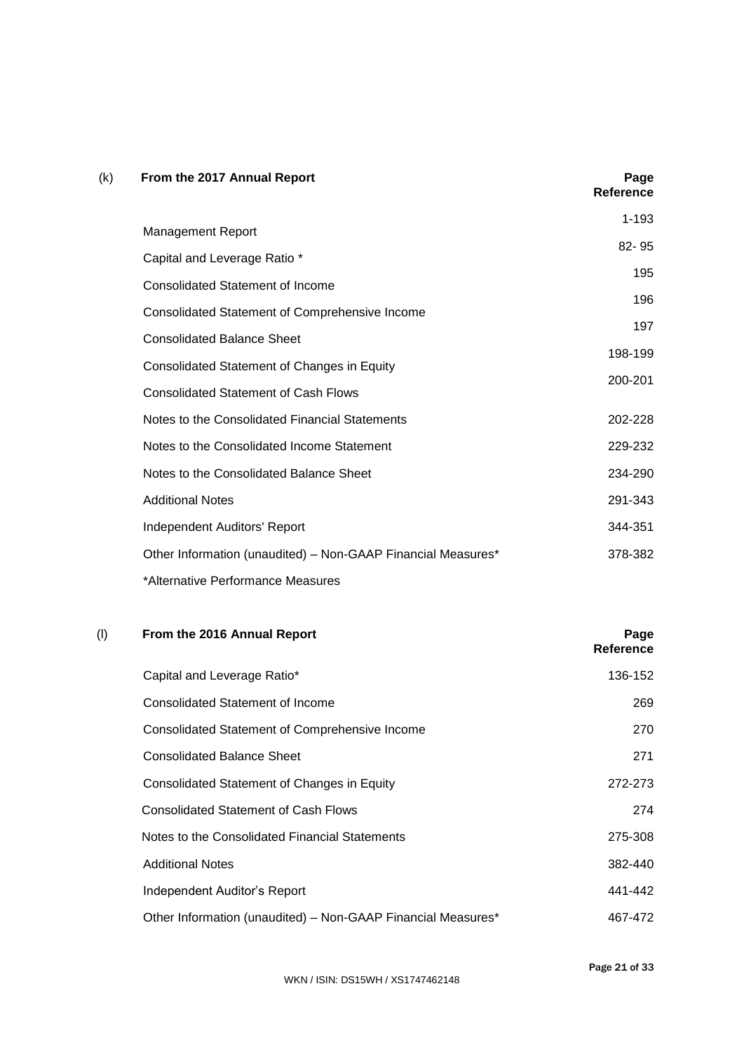| (k) | **From the 2017 Annual Report** | **Page Reference** |
|---|---|---|
| | Management Report | 1-193 |
| | Capital and Leverage Ratio * | 82- 95 |
| | Consolidated Statement of Income | 195 |
| | Consolidated Statement of Comprehensive Income | 196 |
| | Consolidated Balance Sheet | 197 |
| | Consolidated Statement of Changes in Equity | 198-199 |
| | Consolidated Statement of Cash Flows | 200-201 |
| | Notes to the Consolidated Financial Statements | 202-228 |
| | Notes to the Consolidated Income Statement | 229-232 |
| | Notes to the Consolidated Balance Sheet | 234-290 |
| | Additional Notes | 291-343 |
| | Independent Auditors' Report | 344-351 |
| | Other Information (unaudited) – Non-GAAP Financial Measures* | 378-382 |
| | *Alternative Performance Measures | |

| (l) | **From the 2016 Annual Report** | **Page Reference** |
|---|---|---|
| | Capital and Leverage Ratio* | 136-152 |
| | Consolidated Statement of Income | 269 |
| | Consolidated Statement of Comprehensive Income | 270 |
| | Consolidated Balance Sheet | 271 |
| | Consolidated Statement of Changes in Equity | 272-273 |
| | Consolidated Statement of Cash Flows | 274 |
| | Notes to the Consolidated Financial Statements | 275-308 |
| | Additional Notes | 382-440 |
| | Independent Auditor's Report | 441-442 |
| | Other Information (unaudited) – Non-GAAP Financial Measures* | 467-472 |

WKN / ISIN: DS15WH / XS1747462148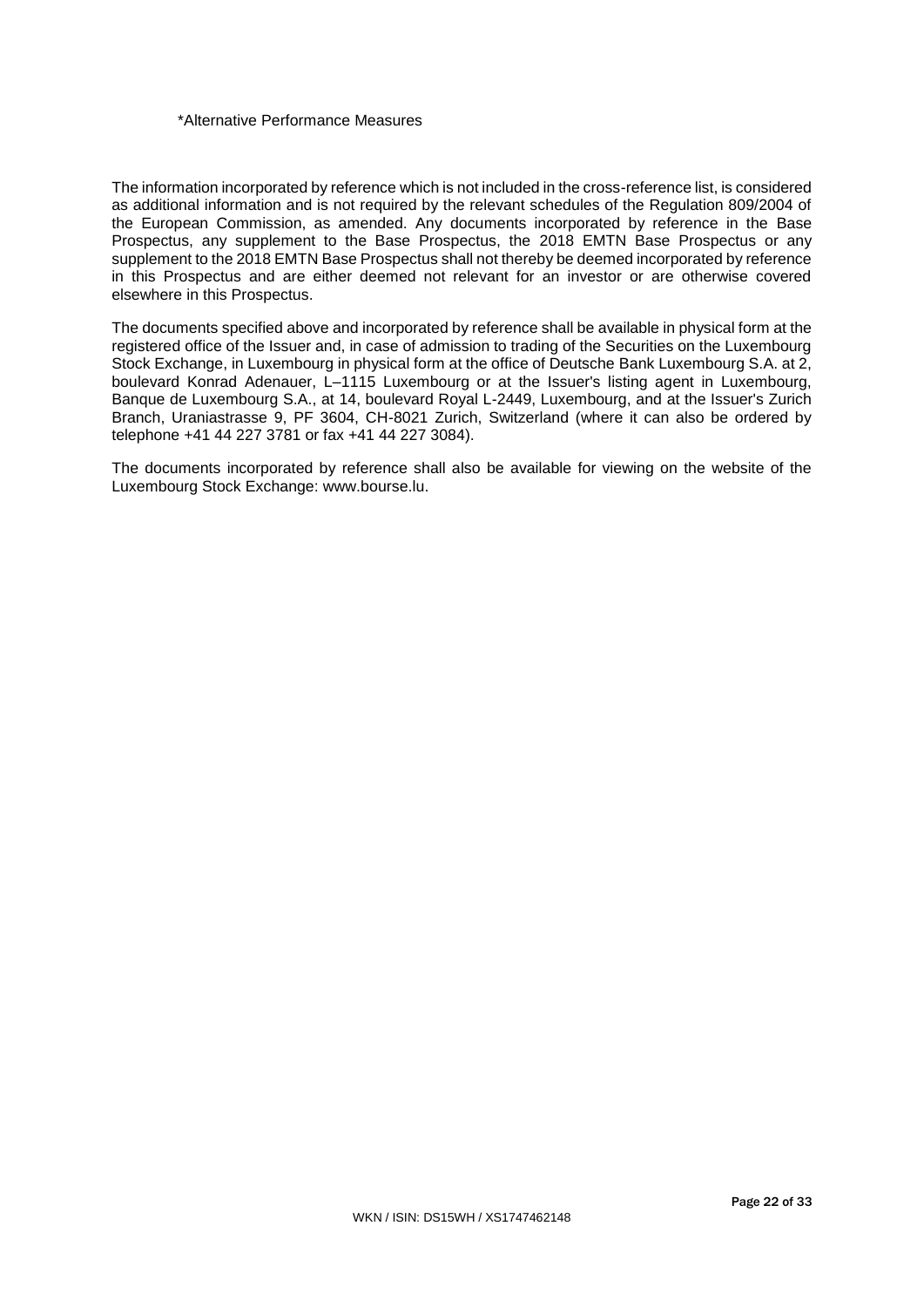*Alternative Performance Measures

The information incorporated by reference which is not included in the cross-reference list, is considered as additional information and is not required by the relevant schedules of the Regulation 809/2004 of the European Commission, as amended. Any documents incorporated by reference in the Base Prospectus, any supplement to the Base Prospectus, the 2018 EMTN Base Prospectus or any supplement to the 2018 EMTN Base Prospectus shall not thereby be deemed incorporated by reference in this Prospectus and are either deemed not relevant for an investor or are otherwise covered elsewhere in this Prospectus.

The documents specified above and incorporated by reference shall be available in physical form at the registered office of the Issuer and, in case of admission to trading of the Securities on the Luxembourg Stock Exchange, in Luxembourg in physical form at the office of Deutsche Bank Luxembourg S.A. at 2, boulevard Konrad Adenauer, L–1115 Luxembourg or at the Issuer's listing agent in Luxembourg, Banque de Luxembourg S.A., at 14, boulevard Royal L-2449, Luxembourg, and at the Issuer's Zurich Branch, Uraniastrasse 9, PF 3604, CH-8021 Zurich, Switzerland (where it can also be ordered by telephone +41 44 227 3781 or fax +41 44 227 3084).

The documents incorporated by reference shall also be available for viewing on the website of the Luxembourg Stock Exchange: www.bourse.lu.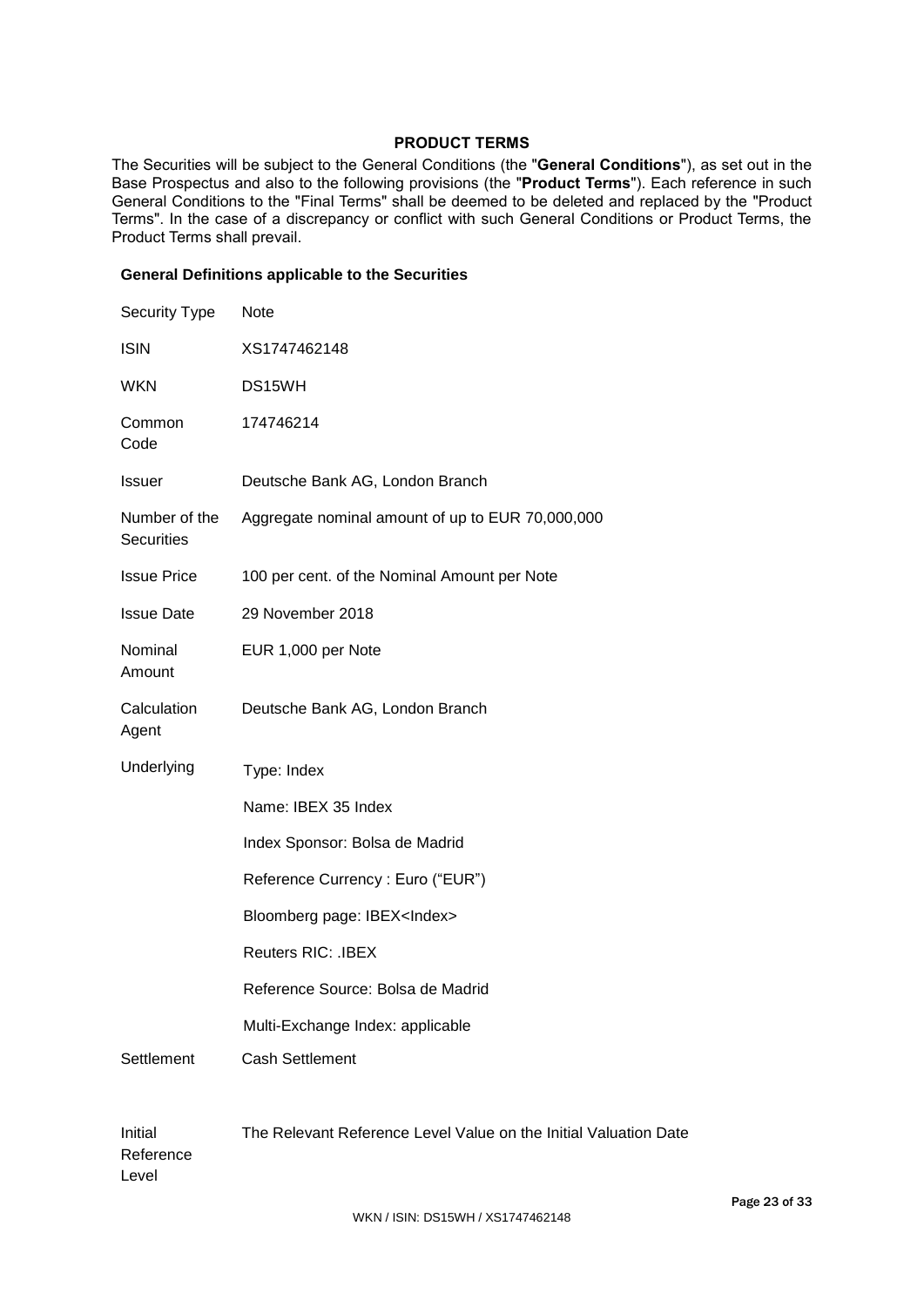## PRODUCT TERMS

The Securities will be subject to the General Conditions (the "**General Conditions**"), as set out in the Base Prospectus and also to the following provisions (the "**Product Terms**"). Each reference in such General Conditions to the "Final Terms" shall be deemed to be deleted and replaced by the "Product Terms". In the case of a discrepancy or conflict with such General Conditions or Product Terms, the Product Terms shall prevail.

### General Definitions applicable to the Securities

| | |
|---|---|
| Security Type | Note |
| ISIN | XS1747462148 |
| WKN | DS15WH |
| Common Code | 174746214 |
| Issuer | Deutsche Bank AG, London Branch |
| Number of the Securities | Aggregate nominal amount of up to EUR 70,000,000 |
| Issue Price | 100 per cent. of the Nominal Amount per Note |
| Issue Date | 29 November 2018 |
| Nominal Amount | EUR 1,000 per Note |
| Calculation Agent | Deutsche Bank AG, London Branch |
| Underlying | Type: Index<br>Name: IBEX 35 Index<br>Index Sponsor: Bolsa de Madrid<br>Reference Currency : Euro ("EUR")<br>Bloomberg page: IBEX<Index><br>Reuters RIC: .IBEX<br>Reference Source: Bolsa de Madrid<br>Multi-Exchange Index: applicable |
| Settlement | Cash Settlement |
| Initial Reference Level | The Relevant Reference Level Value on the Initial Valuation Date |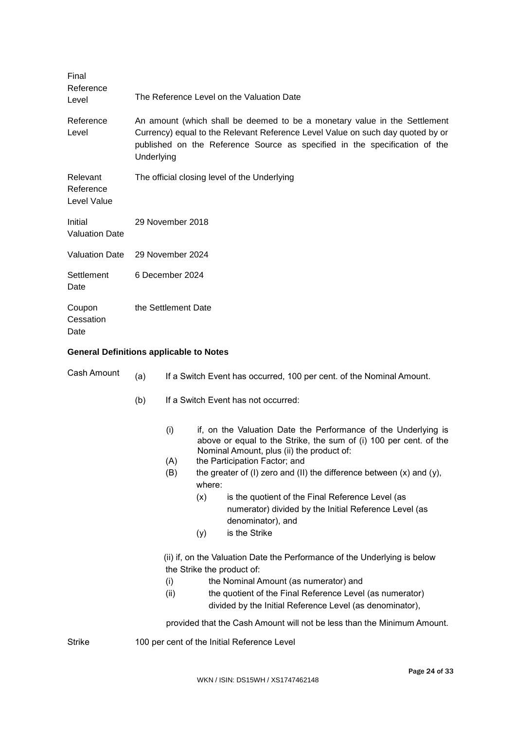| | |
|---|---|
| Final Reference Level | The Reference Level on the Valuation Date |
| Reference Level | An amount (which shall be deemed to be a monetary value in the Settlement Currency) equal to the Relevant Reference Level Value on such day quoted by or published on the Reference Source as specified in the specification of the Underlying |
| Relevant Reference Level Value | The official closing level of the Underlying |
| Initial Valuation Date | 29 November 2018 |
| Valuation Date | 29 November 2024 |
| Settlement Date | 6 December 2024 |
| Coupon Cessation Date | the Settlement Date |

**General Definitions applicable to Notes**

Cash Amount

(a) If a Switch Event has occurred, 100 per cent. of the Nominal Amount.

(b) If a Switch Event has not occurred:

(i) if, on the Valuation Date the Performance of the Underlying is above or equal to the Strike, the sum of (i) 100 per cent. of the Nominal Amount, plus (ii) the product of:

(A) the Participation Factor; and

(B) the greater of (I) zero and (II) the difference between (x) and (y), where:

(x) is the quotient of the Final Reference Level (as numerator) divided by the Initial Reference Level (as denominator), and

(y) is the Strike

(ii) if, on the Valuation Date the Performance of the Underlying is below the Strike the product of:

(i) the Nominal Amount (as numerator) and

(ii) the quotient of the Final Reference Level (as numerator) divided by the Initial Reference Level (as denominator),

provided that the Cash Amount will not be less than the Minimum Amount.

Strike: 100 per cent of the Initial Reference Level

WKN / ISIN: DS15WH / XS1747462148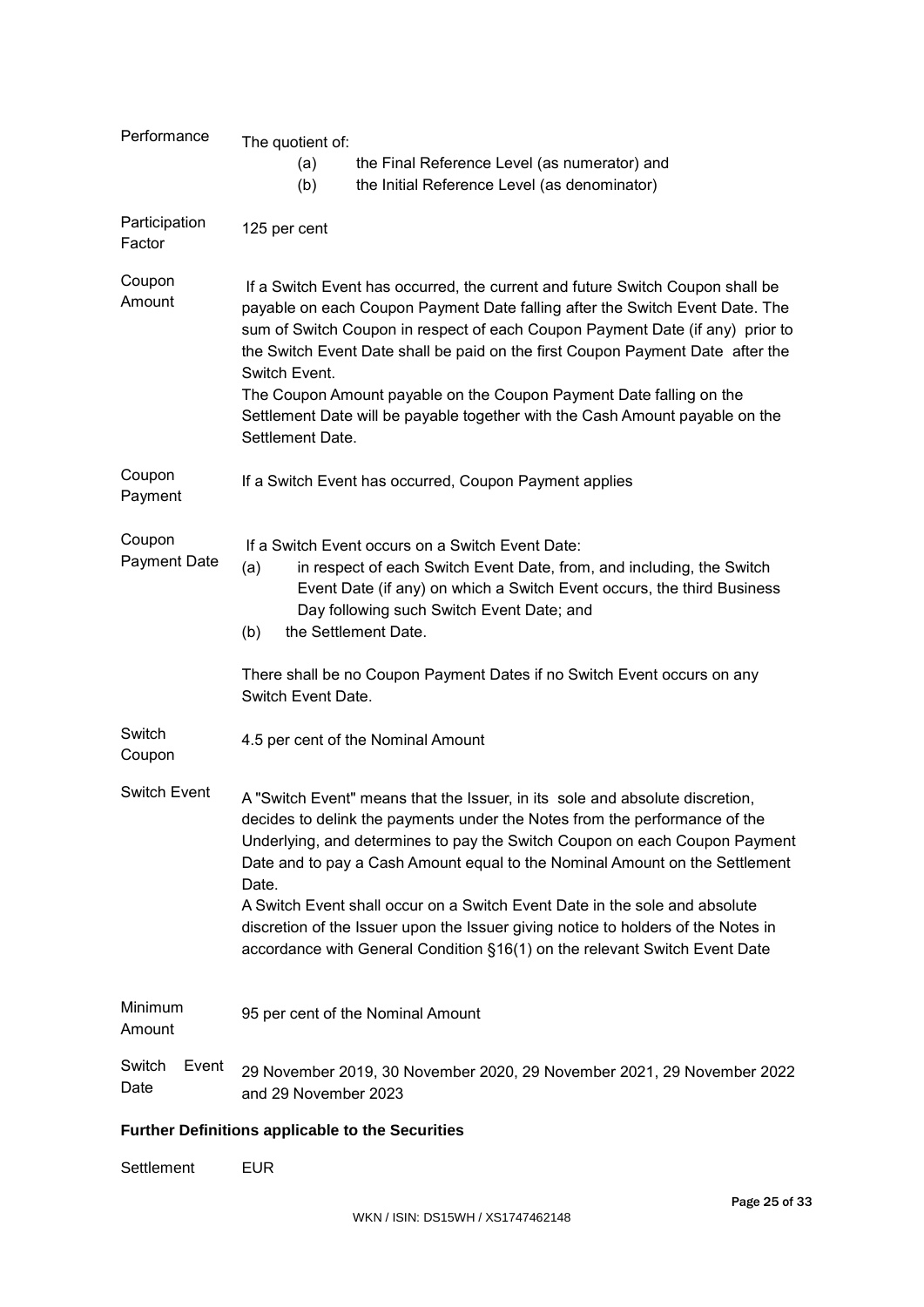| | |
|---|---|
| Performance | The quotient of:<br>(a) the Final Reference Level (as numerator) and<br>(b) the Initial Reference Level (as denominator) |
| Participation Factor | 125 per cent |
| Coupon Amount | If a Switch Event has occurred, the current and future Switch Coupon shall be payable on each Coupon Payment Date falling after the Switch Event Date. The sum of Switch Coupon in respect of each Coupon Payment Date (if any) prior to the Switch Event Date shall be paid on the first Coupon Payment Date after the Switch Event.<br>The Coupon Amount payable on the Coupon Payment Date falling on the Settlement Date will be payable together with the Cash Amount payable on the Settlement Date. |
| Coupon Payment | If a Switch Event has occurred, Coupon Payment applies |
| Coupon Payment Date | If a Switch Event occurs on a Switch Event Date:<br>(a) in respect of each Switch Event Date, from, and including, the Switch Event Date (if any) on which a Switch Event occurs, the third Business Day following such Switch Event Date; and<br>(b) the Settlement Date.<br><br>There shall be no Coupon Payment Dates if no Switch Event occurs on any Switch Event Date. |
| Switch Coupon | 4.5 per cent of the Nominal Amount |
| Switch Event | A "Switch Event" means that the Issuer, in its sole and absolute discretion, decides to delink the payments under the Notes from the performance of the Underlying, and determines to pay the Switch Coupon on each Coupon Payment Date and to pay a Cash Amount equal to the Nominal Amount on the Settlement Date.<br>A Switch Event shall occur on a Switch Event Date in the sole and absolute discretion of the Issuer upon the Issuer giving notice to holders of the Notes in accordance with General Condition §16(1) on the relevant Switch Event Date |
| Minimum Amount | 95 per cent of the Nominal Amount |
| Switch Event Date | 29 November 2019, 30 November 2020, 29 November 2021, 29 November 2022 and 29 November 2023 |

**Further Definitions applicable to the Securities**

| | |
|---|---|
| Settlement | EUR |

WKN / ISIN: DS15WH / XS1747462148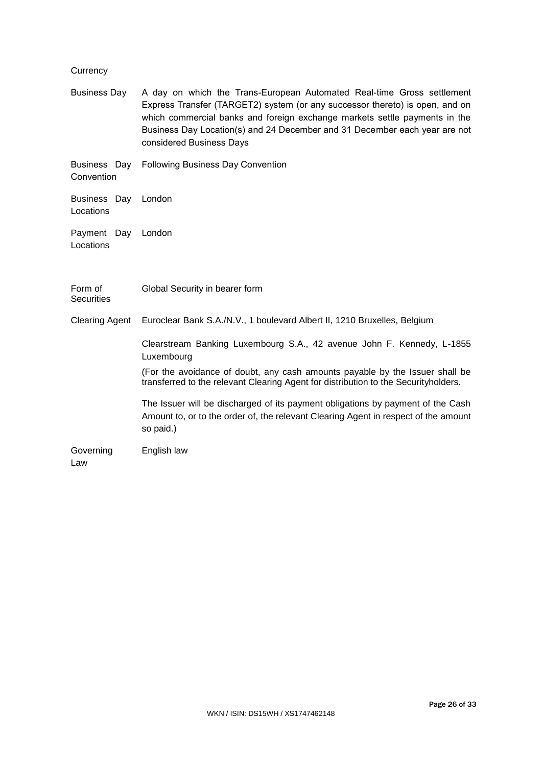Currency

| | |
|---|---|
| Business Day | A day on which the Trans-European Automated Real-time Gross settlement Express Transfer (TARGET2) system (or any successor thereto) is open, and on which commercial banks and foreign exchange markets settle payments in the Business Day Location(s) and 24 December and 31 December each year are not considered Business Days |
| Business Day Convention | Following Business Day Convention |
| Business Day Locations | London |
| Payment Day Locations | London |
| Form of Securities | Global Security in bearer form |
| Clearing Agent | Euroclear Bank S.A./N.V., 1 boulevard Albert II, 1210 Bruxelles, Belgium<br><br>Clearstream Banking Luxembourg S.A., 42 avenue John F. Kennedy, L-1855 Luxembourg<br><br>(For the avoidance of doubt, any cash amounts payable by the Issuer shall be transferred to the relevant Clearing Agent for distribution to the Securityholders.<br><br>The Issuer will be discharged of its payment obligations by payment of the Cash Amount to, or to the order of, the relevant Clearing Agent in respect of the amount so paid.) |
| Governing Law | English law |

WKN / ISIN: DS15WH / XS1747462148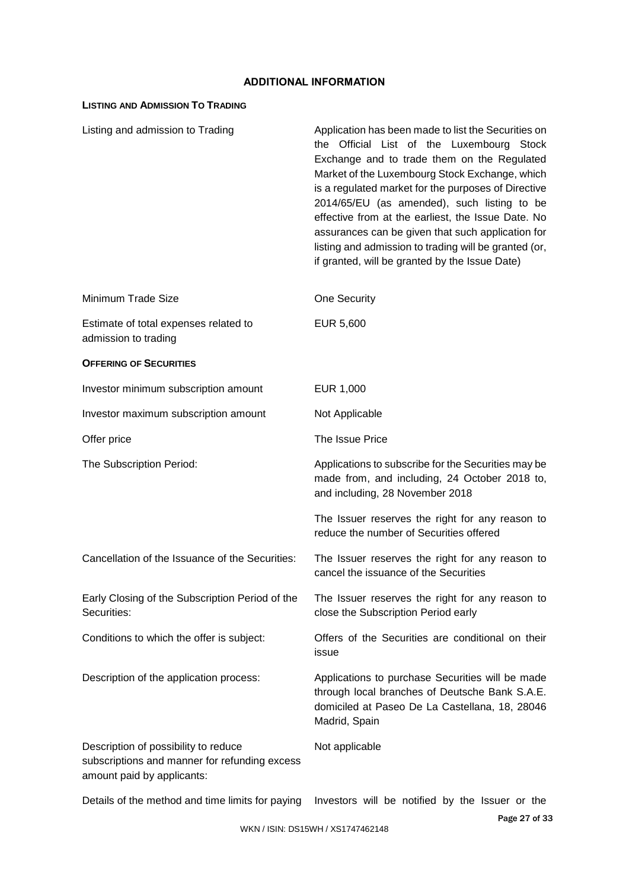## ADDITIONAL INFORMATION

### LISTING AND ADMISSION TO TRADING

| | |
|---|---|
| Listing and admission to Trading | Application has been made to list the Securities on the Official List of the Luxembourg Stock Exchange and to trade them on the Regulated Market of the Luxembourg Stock Exchange, which is a regulated market for the purposes of Directive 2014/65/EU (as amended), such listing to be effective from at the earliest, the Issue Date. No assurances can be given that such application for listing and admission to trading will be granted (or, if granted, will be granted by the Issue Date) |
| Minimum Trade Size | One Security |
| Estimate of total expenses related to admission to trading | EUR 5,600 |

### OFFERING OF SECURITIES

| | |
|---|---|
| Investor minimum subscription amount | EUR 1,000 |
| Investor maximum subscription amount | Not Applicable |
| Offer price | The Issue Price |
| The Subscription Period: | Applications to subscribe for the Securities may be made from, and including, 24 October 2018 to, and including, 28 November 2018<br><br>The Issuer reserves the right for any reason to reduce the number of Securities offered |
| Cancellation of the Issuance of the Securities: | The Issuer reserves the right for any reason to cancel the issuance of the Securities |
| Early Closing of the Subscription Period of the Securities: | The Issuer reserves the right for any reason to close the Subscription Period early |
| Conditions to which the offer is subject: | Offers of the Securities are conditional on their issue |
| Description of the application process: | Applications to purchase Securities will be made through local branches of Deutsche Bank S.A.E. domiciled at Paseo De La Castellana, 18, 28046 Madrid, Spain |
| Description of possibility to reduce subscriptions and manner for refunding excess amount paid by applicants: | Not applicable |
| Details of the method and time limits for paying | Investors will be notified by the Issuer or the |

WKN / ISIN: DS15WH / XS1747462148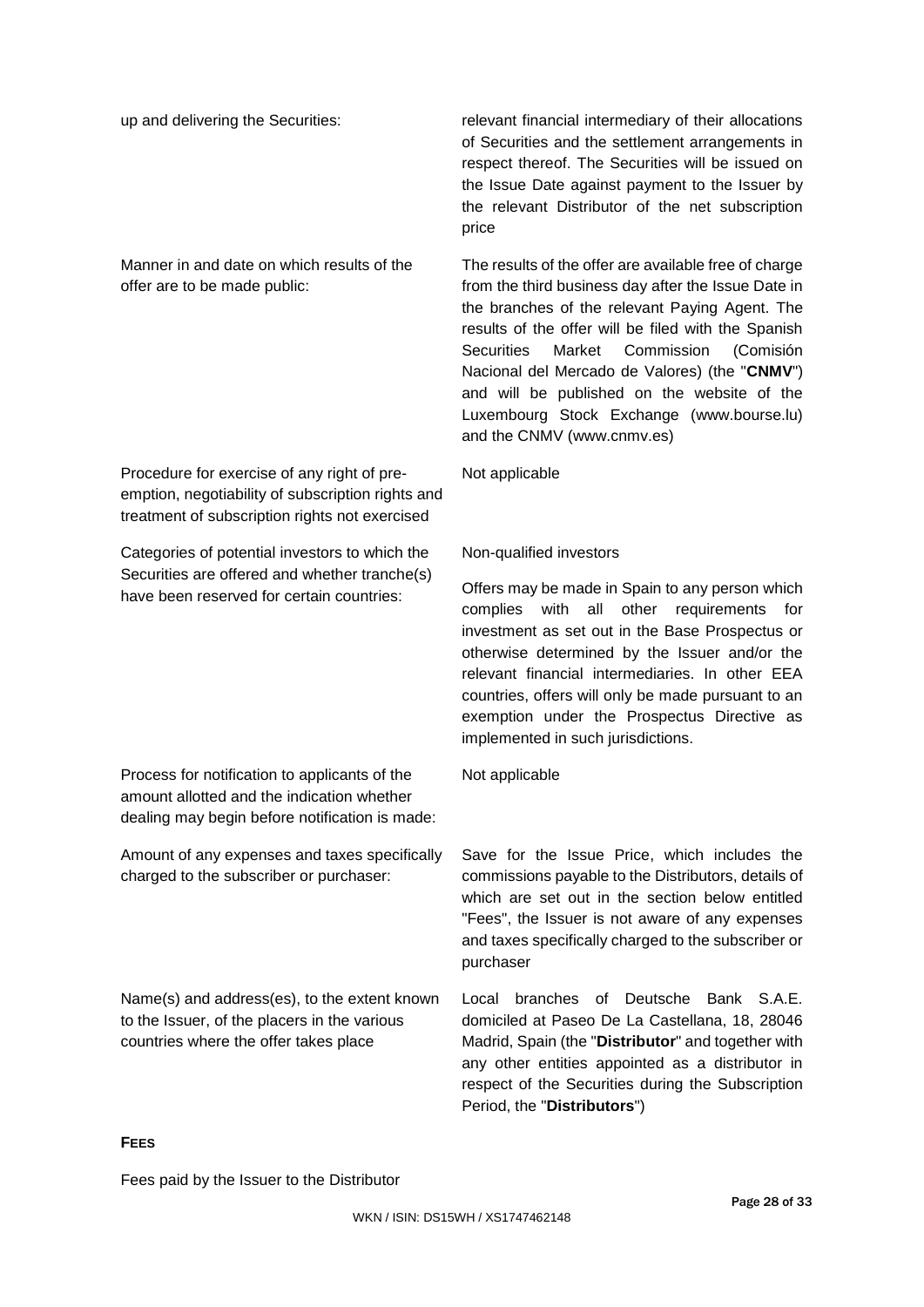| | |
|---|---|
| up and delivering the Securities: | relevant financial intermediary of their allocations of Securities and the settlement arrangements in respect thereof. The Securities will be issued on the Issue Date against payment to the Issuer by the relevant Distributor of the net subscription price |
| Manner in and date on which results of the offer are to be made public: | The results of the offer are available free of charge from the third business day after the Issue Date in the branches of the relevant Paying Agent. The results of the offer will be filed with the Spanish Securities Market Commission (Comisión Nacional del Mercado de Valores) (the "**CNMV**") and will be published on the website of the Luxembourg Stock Exchange (www.bourse.lu) and the CNMV (www.cnmv.es) |
| Procedure for exercise of any right of pre-emption, negotiability of subscription rights and treatment of subscription rights not exercised | Not applicable |
| Categories of potential investors to which the Securities are offered and whether tranche(s) have been reserved for certain countries: | Non-qualified investors<br><br>Offers may be made in Spain to any person which complies with all other requirements for investment as set out in the Base Prospectus or otherwise determined by the Issuer and/or the relevant financial intermediaries. In other EEA countries, offers will only be made pursuant to an exemption under the Prospectus Directive as implemented in such jurisdictions. |
| Process for notification to applicants of the amount allotted and the indication whether dealing may begin before notification is made: | Not applicable |
| Amount of any expenses and taxes specifically charged to the subscriber or purchaser: | Save for the Issue Price, which includes the commissions payable to the Distributors, details of which are set out in the section below entitled "Fees", the Issuer is not aware of any expenses and taxes specifically charged to the subscriber or purchaser |
| Name(s) and address(es), to the extent known to the Issuer, of the placers in the various countries where the offer takes place | Local branches of Deutsche Bank S.A.E. domiciled at Paseo De La Castellana, 18, 28046 Madrid, Spain (the "**Distributor**" and together with any other entities appointed as a distributor in respect of the Securities during the Subscription Period, the "**Distributors**") |

**FEES**

Fees paid by the Issuer to the Distributor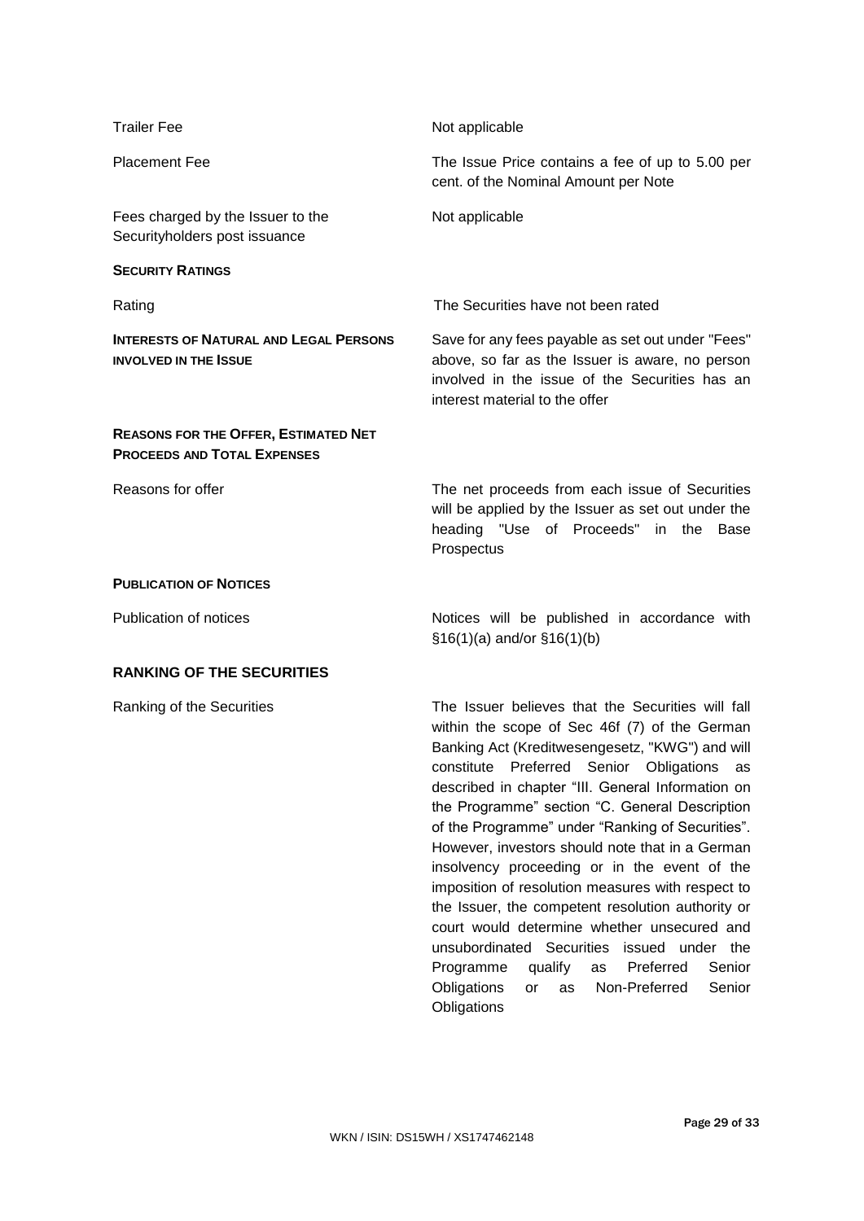| | |
|---|---|
| Trailer Fee | Not applicable |
| Placement Fee | The Issue Price contains a fee of up to 5.00 per cent. of the Nominal Amount per Note |
| Fees charged by the Issuer to the Securityholders post issuance | Not applicable |

**SECURITY RATINGS**

| | |
|---|---|
| Rating | The Securities have not been rated |
| **INTERESTS OF NATURAL AND LEGAL PERSONS INVOLVED IN THE ISSUE** | Save for any fees payable as set out under "Fees" above, so far as the Issuer is aware, no person involved in the issue of the Securities has an interest material to the offer |

**REASONS FOR THE OFFER, ESTIMATED NET PROCEEDS AND TOTAL EXPENSES**

| | |
|---|---|
| Reasons for offer | The net proceeds from each issue of Securities will be applied by the Issuer as set out under the heading "Use of Proceeds" in the Base Prospectus |

**PUBLICATION OF NOTICES**

| | |
|---|---|
| Publication of notices | Notices will be published in accordance with §16(1)(a) and/or §16(1)(b) |

**RANKING OF THE SECURITIES**

| | |
|---|---|
| Ranking of the Securities | The Issuer believes that the Securities will fall within the scope of Sec 46f (7) of the German Banking Act (Kreditwesengesetz, "KWG") and will constitute Preferred Senior Obligations as described in chapter "III. General Information on the Programme" section "C. General Description of the Programme" under "Ranking of Securities". However, investors should note that in a German insolvency proceeding or in the event of the imposition of resolution measures with respect to the Issuer, the competent resolution authority or court would determine whether unsecured and unsubordinated Securities issued under the Programme qualify as Preferred Senior Obligations or as Non-Preferred Senior Obligations |

WKN / ISIN: DS15WH / XS1747462148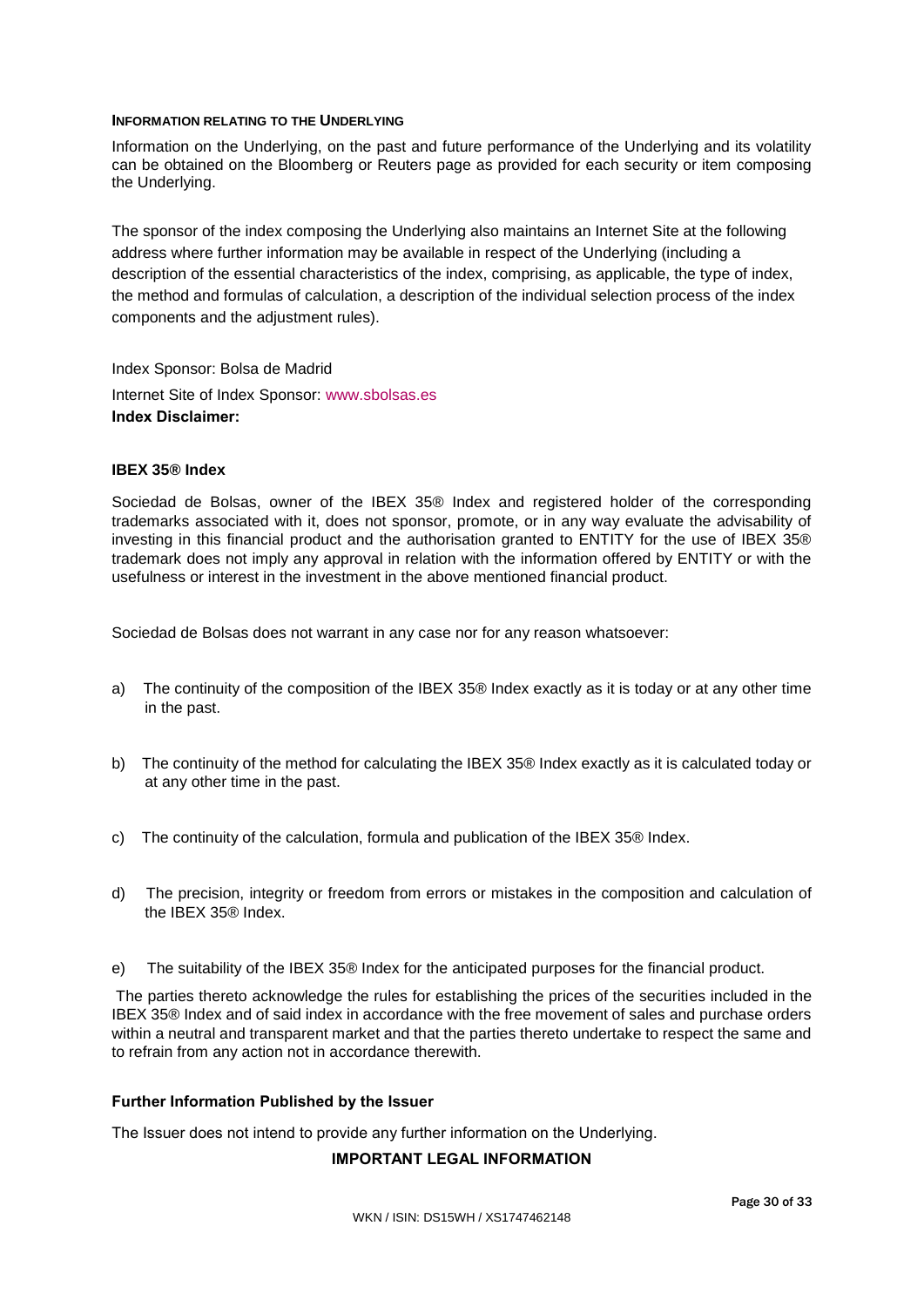#### INFORMATION RELATING TO THE UNDERLYING

Information on the Underlying, on the past and future performance of the Underlying and its volatility can be obtained on the Bloomberg or Reuters page as provided for each security or item composing the Underlying.

The sponsor of the index composing the Underlying also maintains an Internet Site at the following address where further information may be available in respect of the Underlying (including a description of the essential characteristics of the index, comprising, as applicable, the type of index, the method and formulas of calculation, a description of the individual selection process of the index components and the adjustment rules).

Index Sponsor: Bolsa de Madrid

Internet Site of Index Sponsor: www.sbolsas.es

**Index Disclaimer:**

**IBEX 35® Index**

Sociedad de Bolsas, owner of the IBEX 35® Index and registered holder of the corresponding trademarks associated with it, does not sponsor, promote, or in any way evaluate the advisability of investing in this financial product and the authorisation granted to ENTITY for the use of IBEX 35® trademark does not imply any approval in relation with the information offered by ENTITY or with the usefulness or interest in the investment in the above mentioned financial product.

Sociedad de Bolsas does not warrant in any case nor for any reason whatsoever:

a) The continuity of the composition of the IBEX 35® Index exactly as it is today or at any other time in the past.

b) The continuity of the method for calculating the IBEX 35® Index exactly as it is calculated today or at any other time in the past.

c) The continuity of the calculation, formula and publication of the IBEX 35® Index.

d) The precision, integrity or freedom from errors or mistakes in the composition and calculation of the IBEX 35® Index.

e) The suitability of the IBEX 35® Index for the anticipated purposes for the financial product.

The parties thereto acknowledge the rules for establishing the prices of the securities included in the IBEX 35® Index and of said index in accordance with the free movement of sales and purchase orders within a neutral and transparent market and that the parties thereto undertake to respect the same and to refrain from any action not in accordance therewith.

**Further Information Published by the Issuer**

The Issuer does not intend to provide any further information on the Underlying.

**IMPORTANT LEGAL INFORMATION**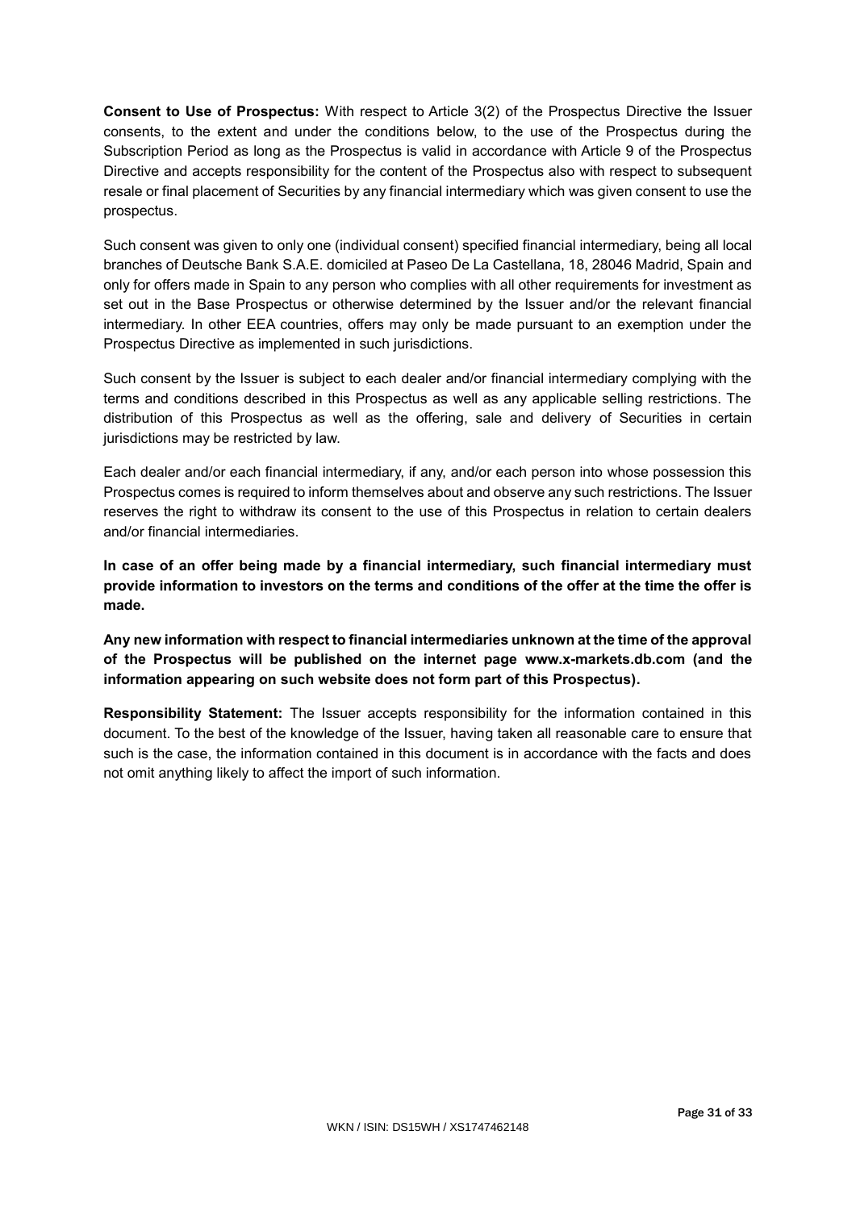**Consent to Use of Prospectus:** With respect to Article 3(2) of the Prospectus Directive the Issuer consents, to the extent and under the conditions below, to the use of the Prospectus during the Subscription Period as long as the Prospectus is valid in accordance with Article 9 of the Prospectus Directive and accepts responsibility for the content of the Prospectus also with respect to subsequent resale or final placement of Securities by any financial intermediary which was given consent to use the prospectus.

Such consent was given to only one (individual consent) specified financial intermediary, being all local branches of Deutsche Bank S.A.E. domiciled at Paseo De La Castellana, 18, 28046 Madrid, Spain and only for offers made in Spain to any person who complies with all other requirements for investment as set out in the Base Prospectus or otherwise determined by the Issuer and/or the relevant financial intermediary. In other EEA countries, offers may only be made pursuant to an exemption under the Prospectus Directive as implemented in such jurisdictions.

Such consent by the Issuer is subject to each dealer and/or financial intermediary complying with the terms and conditions described in this Prospectus as well as any applicable selling restrictions. The distribution of this Prospectus as well as the offering, sale and delivery of Securities in certain jurisdictions may be restricted by law.

Each dealer and/or each financial intermediary, if any, and/or each person into whose possession this Prospectus comes is required to inform themselves about and observe any such restrictions. The Issuer reserves the right to withdraw its consent to the use of this Prospectus in relation to certain dealers and/or financial intermediaries.

**In case of an offer being made by a financial intermediary, such financial intermediary must provide information to investors on the terms and conditions of the offer at the time the offer is made.**

**Any new information with respect to financial intermediaries unknown at the time of the approval of the Prospectus will be published on the internet page www.x-markets.db.com (and the information appearing on such website does not form part of this Prospectus).**

**Responsibility Statement:** The Issuer accepts responsibility for the information contained in this document. To the best of the knowledge of the Issuer, having taken all reasonable care to ensure that such is the case, the information contained in this document is in accordance with the facts and does not omit anything likely to affect the import of such information.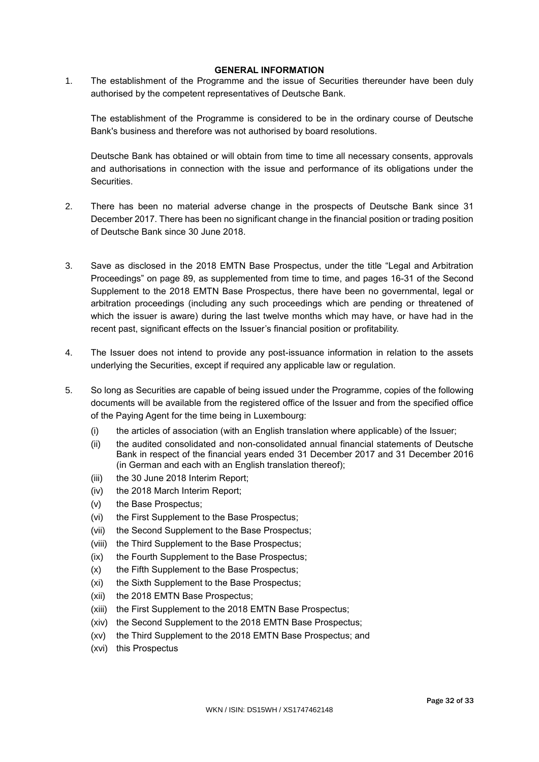## GENERAL INFORMATION

1. The establishment of the Programme and the issue of Securities thereunder have been duly authorised by the competent representatives of Deutsche Bank.

   The establishment of the Programme is considered to be in the ordinary course of Deutsche Bank's business and therefore was not authorised by board resolutions.

   Deutsche Bank has obtained or will obtain from time to time all necessary consents, approvals and authorisations in connection with the issue and performance of its obligations under the Securities.

2. There has been no material adverse change in the prospects of Deutsche Bank since 31 December 2017. There has been no significant change in the financial position or trading position of Deutsche Bank since 30 June 2018.

3. Save as disclosed in the 2018 EMTN Base Prospectus, under the title "Legal and Arbitration Proceedings" on page 89, as supplemented from time to time, and pages 16-31 of the Second Supplement to the 2018 EMTN Base Prospectus, there have been no governmental, legal or arbitration proceedings (including any such proceedings which are pending or threatened of which the issuer is aware) during the last twelve months which may have, or have had in the recent past, significant effects on the Issuer's financial position or profitability.

4. The Issuer does not intend to provide any post-issuance information in relation to the assets underlying the Securities, except if required any applicable law or regulation.

5. So long as Securities are capable of being issued under the Programme, copies of the following documents will be available from the registered office of the Issuer and from the specified office of the Paying Agent for the time being in Luxembourg:

   (i) the articles of association (with an English translation where applicable) of the Issuer;

   (ii) the audited consolidated and non-consolidated annual financial statements of Deutsche Bank in respect of the financial years ended 31 December 2017 and 31 December 2016 (in German and each with an English translation thereof);

   (iii) the 30 June 2018 Interim Report;

   (iv) the 2018 March Interim Report;

   (v) the Base Prospectus;

   (vi) the First Supplement to the Base Prospectus;

   (vii) the Second Supplement to the Base Prospectus;

   (viii) the Third Supplement to the Base Prospectus;

   (ix) the Fourth Supplement to the Base Prospectus;

   (x) the Fifth Supplement to the Base Prospectus;

   (xi) the Sixth Supplement to the Base Prospectus;

   (xii) the 2018 EMTN Base Prospectus;

   (xiii) the First Supplement to the 2018 EMTN Base Prospectus;

   (xiv) the Second Supplement to the 2018 EMTN Base Prospectus;

   (xv) the Third Supplement to the 2018 EMTN Base Prospectus; and

   (xvi) this Prospectus

WKN / ISIN: DS15WH / XS1747462148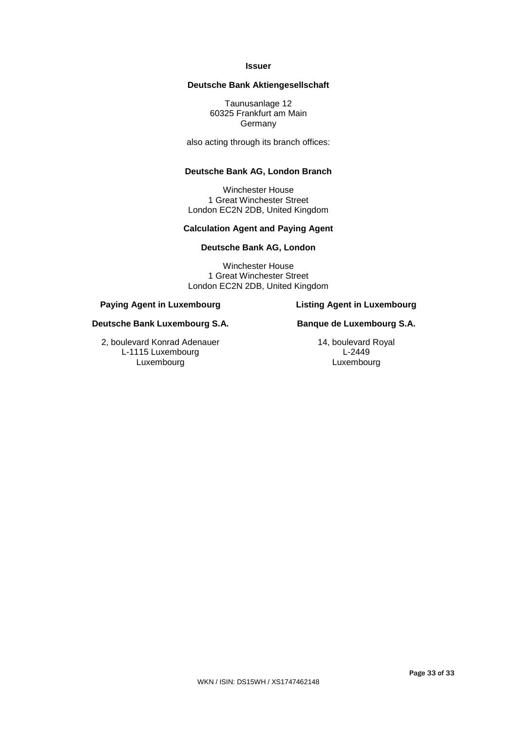**Issuer**

**Deutsche Bank Aktiengesellschaft**

Taunusanlage 12
60325 Frankfurt am Main
Germany

also acting through its branch offices:

**Deutsche Bank AG, London Branch**

Winchester House
1 Great Winchester Street
London EC2N 2DB, United Kingdom

**Calculation Agent and Paying Agent**

**Deutsche Bank AG, London**

Winchester House
1 Great Winchester Street
London EC2N 2DB, United Kingdom

**Paying Agent in Luxembourg**

**Deutsche Bank Luxembourg S.A.**

2, boulevard Konrad Adenauer
L-1115 Luxembourg
Luxembourg

**Listing Agent in Luxembourg**

**Banque de Luxembourg S.A.**

14, boulevard Royal
L-2449
Luxembourg

WKN / ISIN: DS15WH / XS1747462148